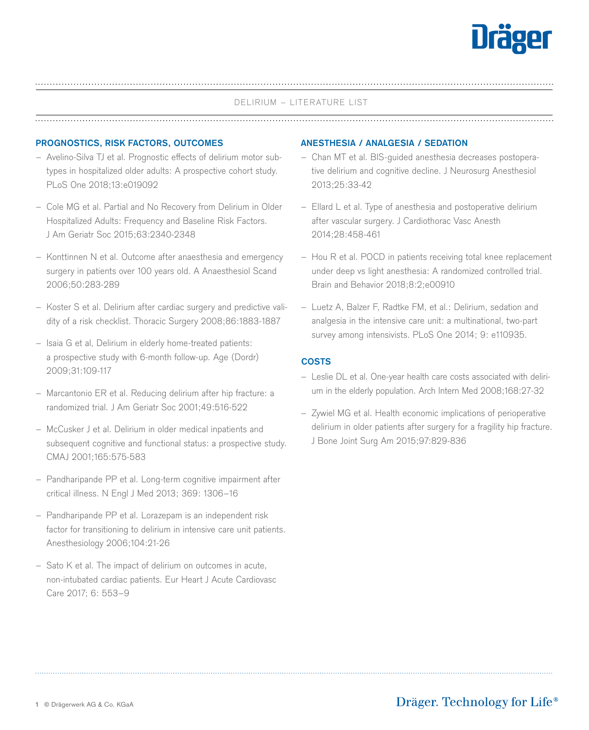# DELIRIUM – LITERATURE LIST

## PROGNOSTICS, RISK FACTORS, OUTCOMES

- Avelino-Silva TJ et al. Prognostic effects of delirium motor subtypes in hospitalized older adults: A prospective cohort study. PLoS One 2018;13:e019092
- Cole MG et al. Partial and No Recovery from Delirium in Older Hospitalized Adults: Frequency and Baseline Risk Factors. J Am Geriatr Soc 2015;63:2340-2348
- Konttinnen N et al. Outcome after anaesthesia and emergency surgery in patients over 100 years old. A Anaesthesiol Scand 2006;50:283-289
- Koster S et al. Delirium after cardiac surgery and predictive validity of a risk checklist. Thoracic Surgery 2008;86:1883-1887
- Isaia G et al, Delirium in elderly home-treated patients: a prospective study with 6-month follow-up. Age (Dordr) 2009;31:109-117
- Marcantonio ER et al. Reducing delirium after hip fracture: a randomized trial. J Am Geriatr Soc 2001;49:516-522
- McCusker J et al. Delirium in older medical inpatients and subsequent cognitive and functional status: a prospective study. CMAJ 2001;165:575-583
- Pandharipande PP et al. Long-term cognitive impairment after critical illness. N Engl J Med 2013; 369: 1306–16
- Pandharipande PP et al. Lorazepam is an independent risk factor for transitioning to delirium in intensive care unit patients. Anesthesiology 2006;104:21-26
- Sato K et al. The impact of delirium on outcomes in acute, non-intubated cardiac patients. Eur Heart J Acute Cardiovasc Care 2017; 6: 553–9

## ANESTHESIA / ANALGESIA / SEDATION

- Chan MT et al. BIS-guided anesthesia decreases postoperative delirium and cognitive decline. J Neurosurg Anesthesiol 2013;25:33-42
- Ellard L et al. Type of anesthesia and postoperative delirium after vascular surgery. J Cardiothorac Vasc Anesth 2014;28:458-461
- Hou R et al. POCD in patients receiving total knee replacement under deep vs light anesthesia: A randomized controlled trial. Brain and Behavior 2018;8:2;e00910
- Luetz A, Balzer F, Radtke FM, et al.: Delirium, sedation and analgesia in the intensive care unit: a multinational, two-part survey among intensivists. PLoS One 2014; 9: e110935.

## COSTS

- Leslie DL et al. One-year health care costs associated with delirium in the elderly population. Arch Intern Med 2008;168:27-32
- Zywiel MG et al. Health economic implications of perioperative delirium in older patients after surgery for a fragility hip fracture. J Bone Joint Surg Am 2015;97:829-836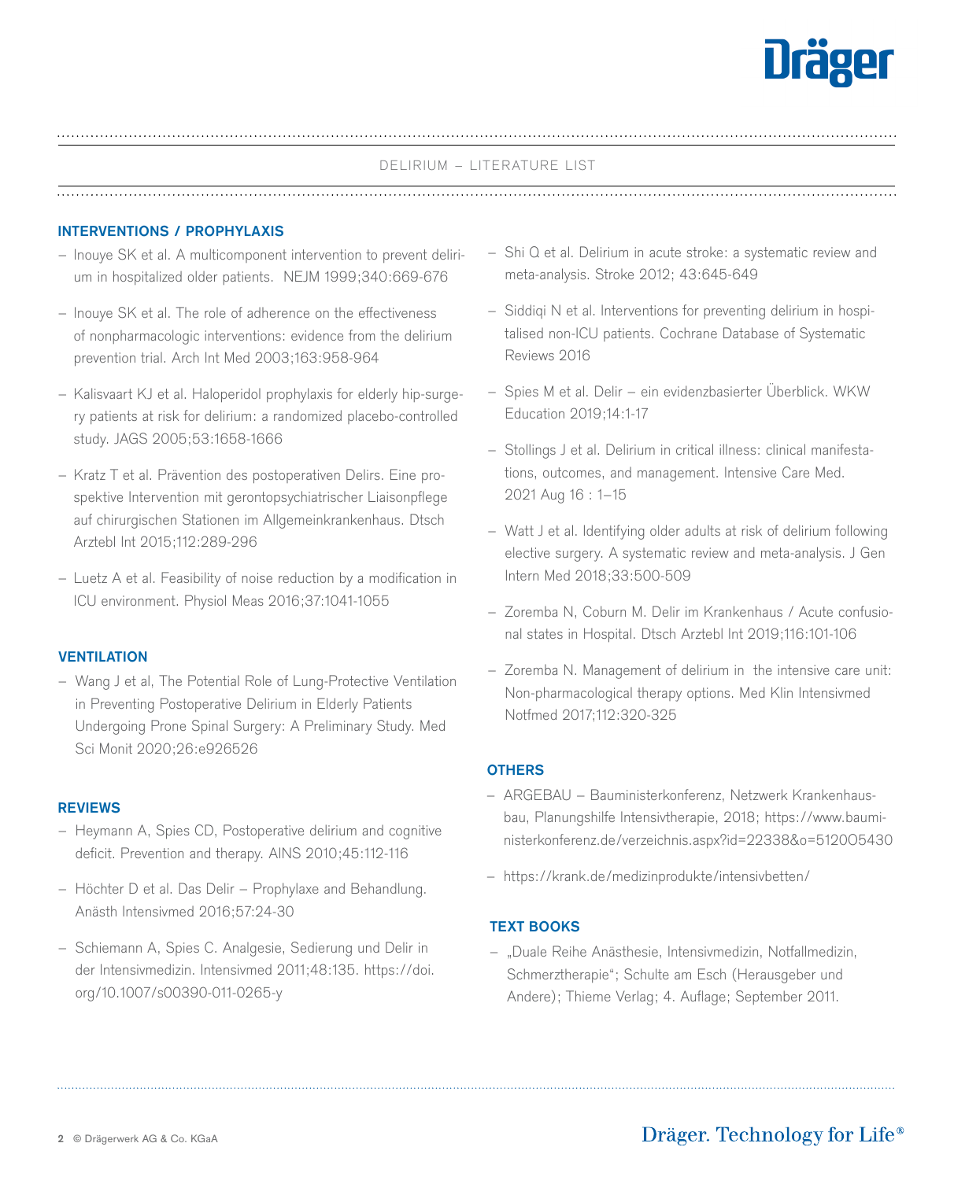DELIRIUM – LITERATURE LIST

## INTERVENTIONS / PROPHYLAXIS

- Inouye SK et al. A multicomponent intervention to prevent delirium in hospitalized older patients. NEJM 1999;340:669-676
- Inouye SK et al. The role of adherence on the effectiveness of nonpharmacologic interventions: evidence from the delirium prevention trial. Arch Int Med 2003;163:958-964
- Kalisvaart KJ et al. Haloperidol prophylaxis for elderly hip-surgery patients at risk for delirium: a randomized placebo-controlled study. JAGS 2005;53:1658-1666
- Kratz T et al. Prävention des postoperativen Delirs. Eine prospektive Intervention mit gerontopsychiatrischer Liaisonpflege auf chirurgischen Stationen im Allgemeinkrankenhaus. Dtsch Arztebl Int 2015;112:289-296
- Luetz A et al. Feasibility of noise reduction by a modification in ICU environment. Physiol Meas 2016;37:1041-1055

## VENTILATION

- Wang J et al, The Potential Role of Lung-Protective Ventilation in Preventing Postoperative Delirium in Elderly Patients Undergoing Prone Spinal Surgery: A Preliminary Study. Med Sci Monit 2020;26:e926526

## REVIEWS

- Heymann A, Spies CD, Postoperative delirium and cognitive deficit. Prevention and therapy. AINS 2010;45:112-116
- Höchter D et al. Das Delir – Prophylaxe and Behandlung. Anästh Intensivmed 2016;57:24-30
- Schiemann A, Spies C. Analgesie, Sedierung und Delir in der Intensivmedizin. Intensivmed 2011;48:135. https://doi.org/10.1007/s00390-011-0265-y
- Shi Q et al. Delirium in acute stroke: a systematic review and meta-analysis. Stroke 2012; 43:645-649
- Siddiqi N et al. Interventions for preventing delirium in hospitalised non-ICU patients. Cochrane Database of Systematic Reviews 2016
- Spies M et al. Delir – ein evidenzbasierter Überblick. WKW Education 2019;14:1-17
- Stollings J et al. Delirium in critical illness: clinical manifestations, outcomes, and management. Intensive Care Med. 2021 Aug 16 : 1–15
- Watt J et al. Identifying older adults at risk of delirium following elective surgery. A systematic review and meta-analysis. J Gen Intern Med 2018;33:500-509
- Zoremba N, Coburn M. Delir im Krankenhaus / Acute confusional states in Hospital. Dtsch Arztebl Int 2019;116:101-106
- Zoremba N. Management of delirium in the intensive care unit: Non-pharmacological therapy options. Med Klin Intensivmed Notfmed 2017;112:320-325

## OTHERS

- ARGEBAU – Bauministerkonferenz, Netzwerk Krankenhausbau, Planungshilfe Intensivtherapie, 2018; https://www.bauministerkonferenz.de/verzeichnis.aspx?id=22338&o=5120O5430
- https://krank.de/medizinprodukte/intensivbetten/

## TEXT BOOKS

- „Duale Reihe Anästhesie, Intensivmedizin, Notfallmedizin, Schmerztherapie"; Schulte am Esch (Herausgeber und Andere); Thieme Verlag; 4. Auflage; September 2011.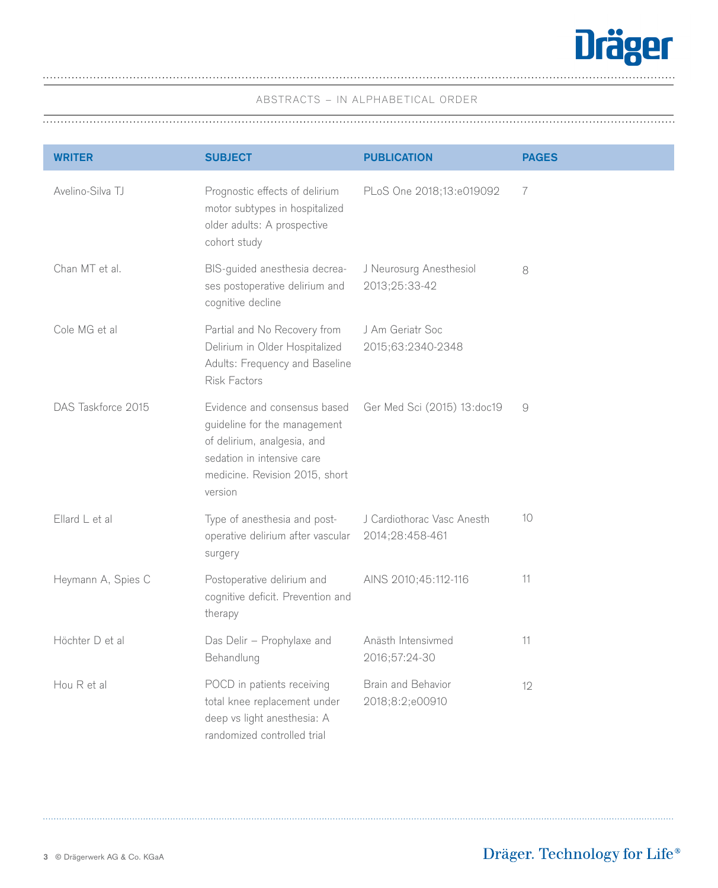ABSTRACTS – IN ALPHABETICAL ORDER

| WRITER | SUBJECT | PUBLICATION | PAGES |
|---|---|---|---|
| Avelino-Silva TJ | Prognostic effects of delirium motor subtypes in hospitalized older adults: A prospective cohort study | PLoS One 2018;13:e019092 | 7 |
| Chan MT et al. | BIS-guided anesthesia decreases postoperative delirium and cognitive decline | J Neurosurg Anesthesiol 2013;25:33-42 | 8 |
| Cole MG et al | Partial and No Recovery from Delirium in Older Hospitalized Adults: Frequency and Baseline Risk Factors | J Am Geriatr Soc 2015;63:2340-2348 | |
| DAS Taskforce 2015 | Evidence and consensus based guideline for the management of delirium, analgesia, and sedation in intensive care medicine. Revision 2015, short version | Ger Med Sci (2015) 13:doc19 | 9 |
| Ellard L et al | Type of anesthesia and post-operative delirium after vascular surgery | J Cardiothorac Vasc Anesth 2014;28:458-461 | 10 |
| Heymann A, Spies C | Postoperative delirium and cognitive deficit. Prevention and therapy | AINS 2010;45:112-116 | 11 |
| Höchter D et al | Das Delir – Prophylaxe and Behandlung | Anästh Intensivmed 2016;57:24-30 | 11 |
| Hou R et al | POCD in patients receiving total knee replacement under deep vs light anesthesia: A randomized controlled trial | Brain and Behavior 2018;8:2;e00910 | 12 |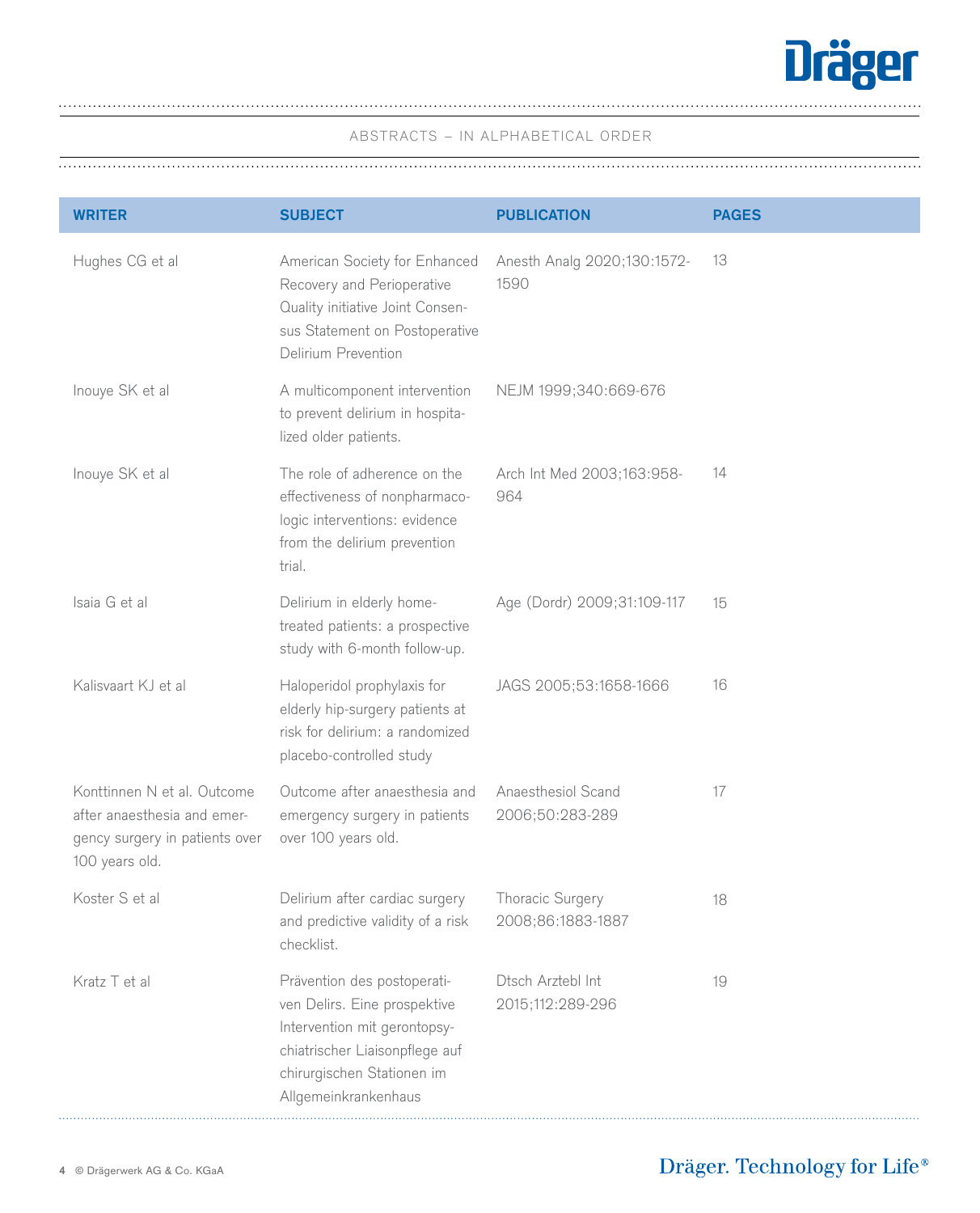ABSTRACTS – IN ALPHABETICAL ORDER

| WRITER | SUBJECT | PUBLICATION | PAGES |
|---|---|---|---|
| Hughes CG et al | American Society for Enhanced Recovery and Perioperative Quality initiative Joint Consensus Statement on Postoperative Delirium Prevention | Anesth Analg 2020;130:1572-1590 | 13 |
| Inouye SK et al | A multicomponent intervention to prevent delirium in hospitalized older patients. | NEJM 1999;340:669-676 | |
| Inouye SK et al | The role of adherence on the effectiveness of nonpharmacologic interventions: evidence from the delirium prevention trial. | Arch Int Med 2003;163:958-964 | 14 |
| Isaia G et al | Delirium in elderly home-treated patients: a prospective study with 6-month follow-up. | Age (Dordr) 2009;31:109-117 | 15 |
| Kalisvaart KJ et al | Haloperidol prophylaxis for elderly hip-surgery patients at risk for delirium: a randomized placebo-controlled study | JAGS 2005;53:1658-1666 | 16 |
| Konttinnen N et al. Outcome after anaesthesia and emergency surgery in patients over 100 years old. | Outcome after anaesthesia and emergency surgery in patients over 100 years old. | Anaesthesiol Scand 2006;50:283-289 | 17 |
| Koster S et al | Delirium after cardiac surgery and predictive validity of a risk checklist. | Thoracic Surgery 2008;86:1883-1887 | 18 |
| Kratz T et al | Prävention des postoperativen Delirs. Eine prospektive Intervention mit gerontopsychiatrischer Liaisonpflege auf chirurgischen Stationen im Allgemeinkrankenhaus | Dtsch Arztebl Int 2015;112:289-296 | 19 |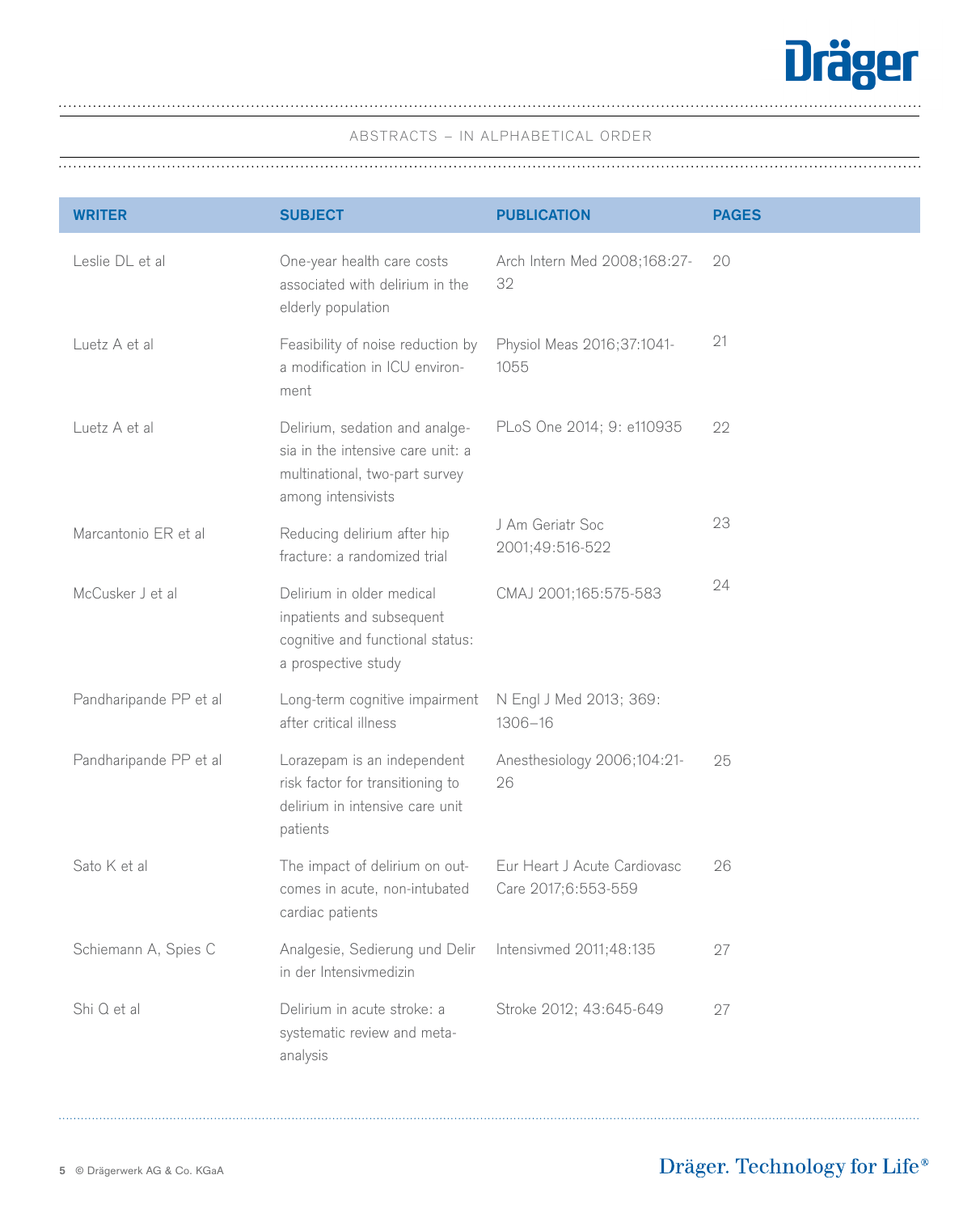ABSTRACTS – IN ALPHABETICAL ORDER

| WRITER | SUBJECT | PUBLICATION | PAGES |
|---|---|---|---|
| Leslie DL et al | One-year health care costs associated with delirium in the elderly population | Arch Intern Med 2008;168:27-32 | 20 |
| Luetz A et al | Feasibility of noise reduction by a modification in ICU environment | Physiol Meas 2016;37:1041-1055 | 21 |
| Luetz A et al | Delirium, sedation and analgesia in the intensive care unit: a multinational, two-part survey among intensivists | PLoS One 2014; 9: e110935 | 22 |
| Marcantonio ER et al | Reducing delirium after hip fracture: a randomized trial | J Am Geriatr Soc 2001;49:516-522 | 23 |
| McCusker J et al | Delirium in older medical inpatients and subsequent cognitive and functional status: a prospective study | CMAJ 2001;165:575-583 | 24 |
| Pandharipande PP et al | Long-term cognitive impairment after critical illness | N Engl J Med 2013; 369: 1306–16 | |
| Pandharipande PP et al | Lorazepam is an independent risk factor for transitioning to delirium in intensive care unit patients | Anesthesiology 2006;104:21-26 | 25 |
| Sato K et al | The impact of delirium on outcomes in acute, non-intubated cardiac patients | Eur Heart J Acute Cardiovasc Care 2017;6:553-559 | 26 |
| Schiemann A, Spies C | Analgesie, Sedierung und Delir in der Intensivmedizin | Intensivmed 2011;48:135 | 27 |
| Shi Q et al | Delirium in acute stroke: a systematic review and meta-analysis | Stroke 2012; 43:645-649 | 27 |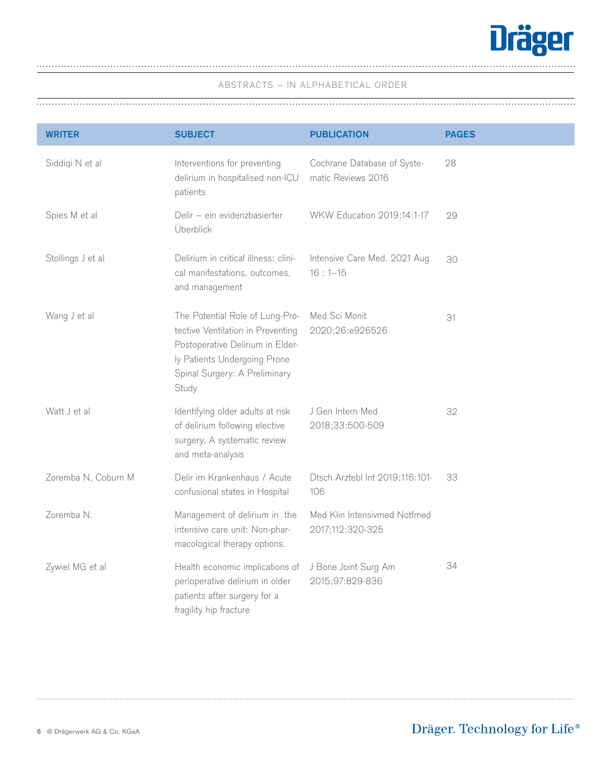ABSTRACTS – IN ALPHABETICAL ORDER

| WRITER | SUBJECT | PUBLICATION | PAGES |
|---|---|---|---|
| Siddiqi N et al | Interventions for preventing delirium in hospitalised non-ICU patients | Cochrane Database of Systematic Reviews 2016 | 28 |
| Spies M et al | Delir – ein evidenzbasierter Überblick | WKW Education 2019;14:1-17 | 29 |
| Stollings J et al | Delirium in critical illness: clinical manifestations, outcomes, and management | Intensive Care Med. 2021 Aug 16 : 1–15 | 30 |
| Wang J et al | The Potential Role of Lung-Protective Ventilation in Preventing Postoperative Delirium in Elderly Patients Undergoing Prone Spinal Surgery: A Preliminary Study | Med Sci Monit 2020;26:e926526 | 31 |
| Watt J et al | Identifying older adults at risk of delirium following elective surgery. A systematic review and meta-analysis | J Gen Intern Med 2018;33:500-509 | 32 |
| Zoremba N, Coburn M | Delir im Krankenhaus / Acute confusional states in Hospital | Dtsch Arztebl Int 2019;116:101-106 | 33 |
| Zoremba N. | Management of delirium in the intensive care unit: Non-pharmacological therapy options. | Med Klin Intensivmed Notfmed 2017;112:320-325 | |
| Zywiel MG et al | Health economic implications of perioperative delirium in older patients after surgery for a fragility hip fracture | J Bone Joint Surg Am 2015;97:829-836 | 34 |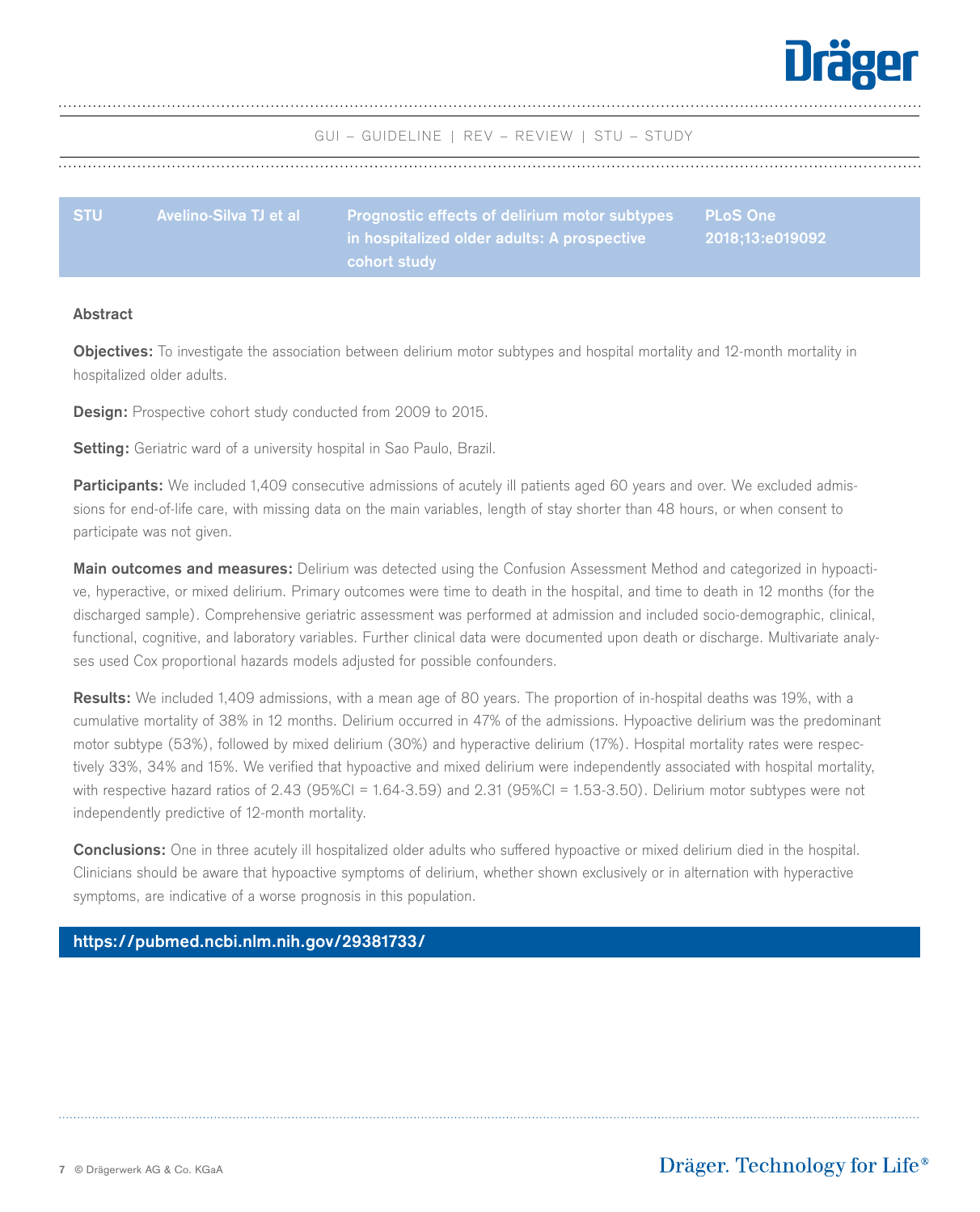GUI – GUIDELINE | REV – REVIEW | STU – STUDY

| STU | Avelino-Silva TJ et al | Prognostic effects of delirium motor subtypes in hospitalized older adults: A prospective cohort study | PLoS One 2018;13:e019092 |
|---|---|---|---|

### Abstract

**Objectives:** To investigate the association between delirium motor subtypes and hospital mortality and 12-month mortality in hospitalized older adults.

**Design:** Prospective cohort study conducted from 2009 to 2015.

**Setting:** Geriatric ward of a university hospital in Sao Paulo, Brazil.

**Participants:** We included 1,409 consecutive admissions of acutely ill patients aged 60 years and over. We excluded admissions for end-of-life care, with missing data on the main variables, length of stay shorter than 48 hours, or when consent to participate was not given.

**Main outcomes and measures:** Delirium was detected using the Confusion Assessment Method and categorized in hypoactive, hyperactive, or mixed delirium. Primary outcomes were time to death in the hospital, and time to death in 12 months (for the discharged sample). Comprehensive geriatric assessment was performed at admission and included socio-demographic, clinical, functional, cognitive, and laboratory variables. Further clinical data were documented upon death or discharge. Multivariate analyses used Cox proportional hazards models adjusted for possible confounders.

**Results:** We included 1,409 admissions, with a mean age of 80 years. The proportion of in-hospital deaths was 19%, with a cumulative mortality of 38% in 12 months. Delirium occurred in 47% of the admissions. Hypoactive delirium was the predominant motor subtype (53%), followed by mixed delirium (30%) and hyperactive delirium (17%). Hospital mortality rates were respectively 33%, 34% and 15%. We verified that hypoactive and mixed delirium were independently associated with hospital mortality, with respective hazard ratios of 2.43 (95%CI = 1.64-3.59) and 2.31 (95%CI = 1.53-3.50). Delirium motor subtypes were not independently predictive of 12-month mortality.

**Conclusions:** One in three acutely ill hospitalized older adults who suffered hypoactive or mixed delirium died in the hospital. Clinicians should be aware that hypoactive symptoms of delirium, whether shown exclusively or in alternation with hyperactive symptoms, are indicative of a worse prognosis in this population.

**https://pubmed.ncbi.nlm.nih.gov/29381733/**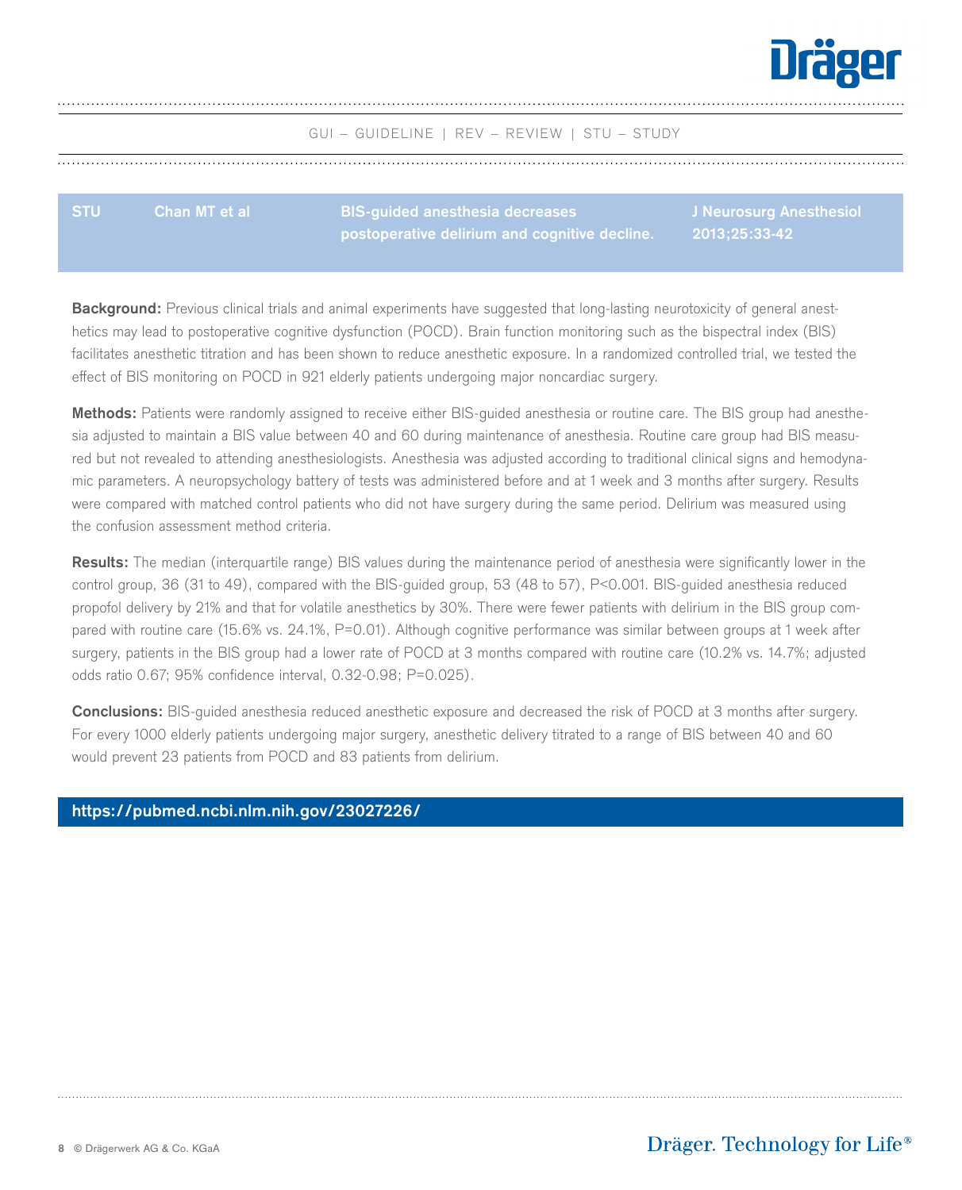GUI – GUIDELINE | REV – REVIEW | STU – STUDY

| STU | Chan MT et al | BIS-guided anesthesia decreases postoperative delirium and cognitive decline. | J Neurosurg Anesthesiol 2013;25:33-42 |
|---|---|---|---|

**Background:** Previous clinical trials and animal experiments have suggested that long-lasting neurotoxicity of general anesthetics may lead to postoperative cognitive dysfunction (POCD). Brain function monitoring such as the bispectral index (BIS) facilitates anesthetic titration and has been shown to reduce anesthetic exposure. In a randomized controlled trial, we tested the effect of BIS monitoring on POCD in 921 elderly patients undergoing major noncardiac surgery.

**Methods:** Patients were randomly assigned to receive either BIS-guided anesthesia or routine care. The BIS group had anesthesia adjusted to maintain a BIS value between 40 and 60 during maintenance of anesthesia. Routine care group had BIS measured but not revealed to attending anesthesiologists. Anesthesia was adjusted according to traditional clinical signs and hemodynamic parameters. A neuropsychology battery of tests was administered before and at 1 week and 3 months after surgery. Results were compared with matched control patients who did not have surgery during the same period. Delirium was measured using the confusion assessment method criteria.

**Results:** The median (interquartile range) BIS values during the maintenance period of anesthesia were significantly lower in the control group, 36 (31 to 49), compared with the BIS-guided group, 53 (48 to 57), $P<0.001$. BIS-guided anesthesia reduced propofol delivery by 21% and that for volatile anesthetics by 30%. There were fewer patients with delirium in the BIS group compared with routine care (15.6% vs. 24.1%, $P=0.01$). Although cognitive performance was similar between groups at 1 week after surgery, patients in the BIS group had a lower rate of POCD at 3 months compared with routine care (10.2% vs. 14.7%; adjusted odds ratio 0.67; 95% confidence interval, 0.32-0.98; $P=0.025$).

**Conclusions:** BIS-guided anesthesia reduced anesthetic exposure and decreased the risk of POCD at 3 months after surgery. For every 1000 elderly patients undergoing major surgery, anesthetic delivery titrated to a range of BIS between 40 and 60 would prevent 23 patients from POCD and 83 patients from delirium.

**https://pubmed.ncbi.nlm.nih.gov/23027226/**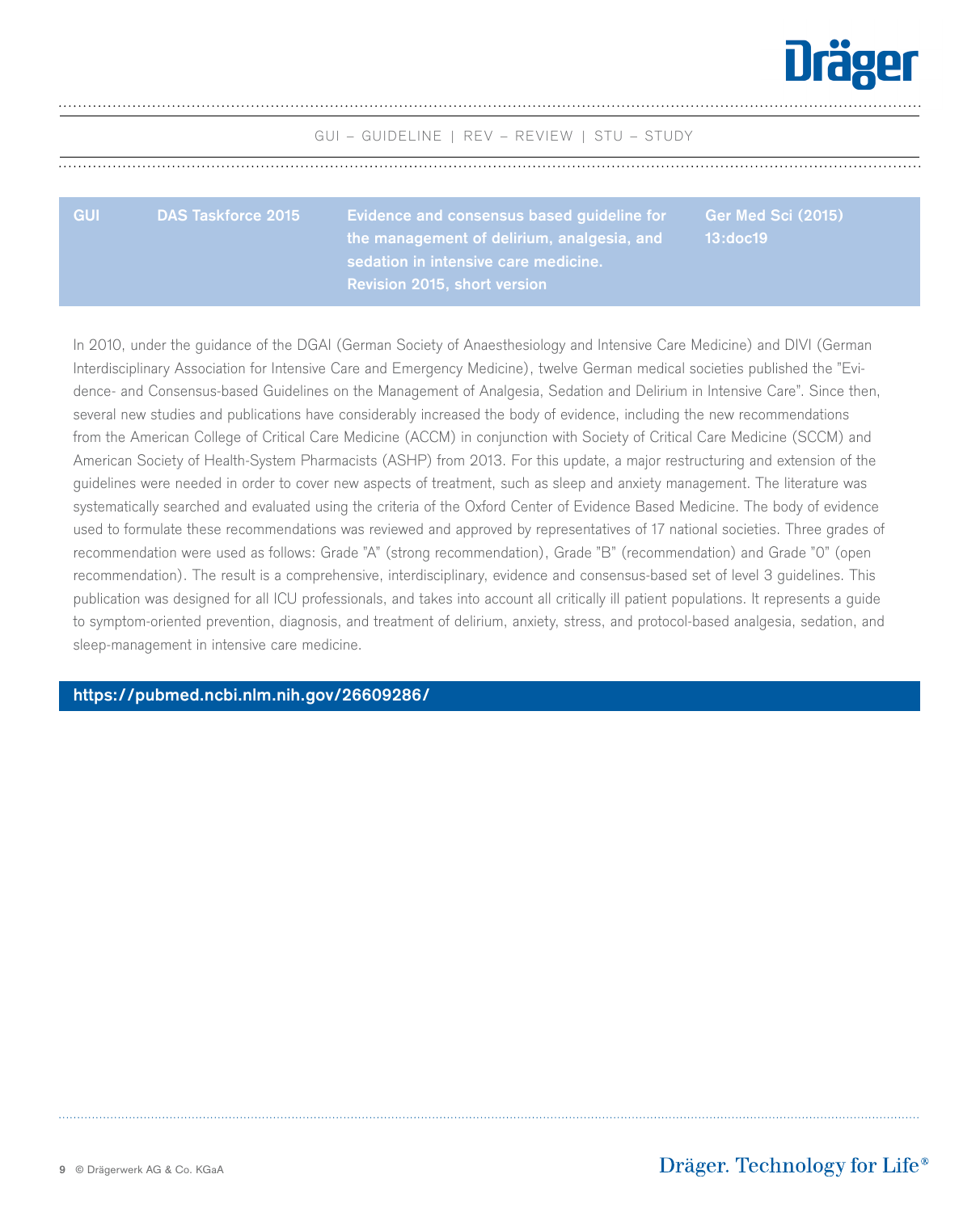GUI – GUIDELINE | REV – REVIEW | STU – STUDY

| GUI | DAS Taskforce 2015 | Evidence and consensus based guideline for the management of delirium, analgesia, and sedation in intensive care medicine. Revision 2015, short version | Ger Med Sci (2015) 13:doc19 |
|---|---|---|---|

In 2010, under the guidance of the DGAI (German Society of Anaesthesiology and Intensive Care Medicine) and DIVI (German Interdisciplinary Association for Intensive Care and Emergency Medicine), twelve German medical societies published the "Evidence- and Consensus-based Guidelines on the Management of Analgesia, Sedation and Delirium in Intensive Care". Since then, several new studies and publications have considerably increased the body of evidence, including the new recommendations from the American College of Critical Care Medicine (ACCM) in conjunction with Society of Critical Care Medicine (SCCM) and American Society of Health-System Pharmacists (ASHP) from 2013. For this update, a major restructuring and extension of the guidelines were needed in order to cover new aspects of treatment, such as sleep and anxiety management. The literature was systematically searched and evaluated using the criteria of the Oxford Center of Evidence Based Medicine. The body of evidence used to formulate these recommendations was reviewed and approved by representatives of 17 national societies. Three grades of recommendation were used as follows: Grade "A" (strong recommendation), Grade "B" (recommendation) and Grade "0" (open recommendation). The result is a comprehensive, interdisciplinary, evidence and consensus-based set of level 3 guidelines. This publication was designed for all ICU professionals, and takes into account all critically ill patient populations. It represents a guide to symptom-oriented prevention, diagnosis, and treatment of delirium, anxiety, stress, and protocol-based analgesia, sedation, and sleep-management in intensive care medicine.

**https://pubmed.ncbi.nlm.nih.gov/26609286/**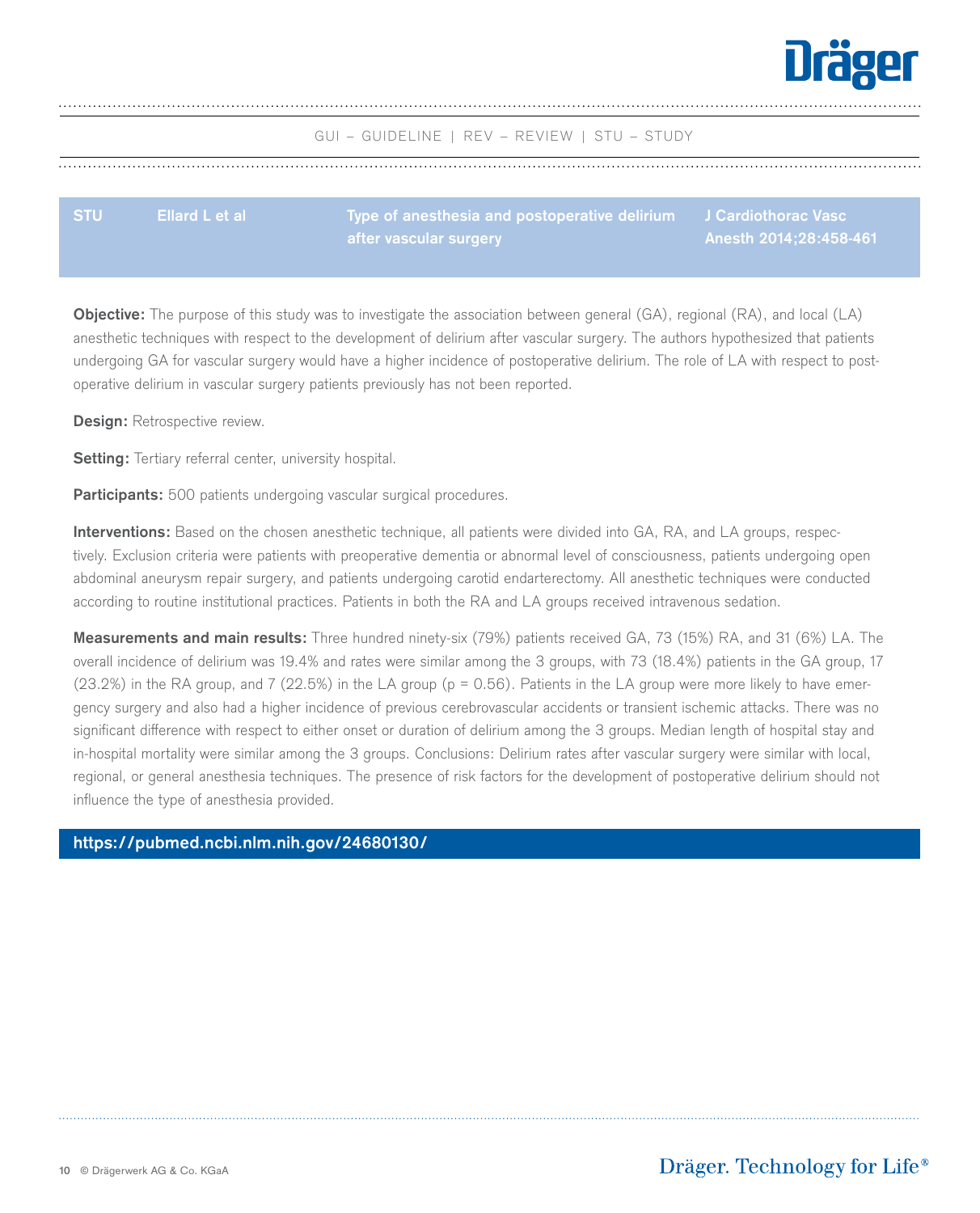GUI – GUIDELINE | REV – REVIEW | STU – STUDY

| STU | Ellard L et al | Type of anesthesia and postoperative delirium after vascular surgery | J Cardiothorac Vasc Anesth 2014;28:458-461 |
| --- | --- | --- | --- |

**Objective:** The purpose of this study was to investigate the association between general (GA), regional (RA), and local (LA) anesthetic techniques with respect to the development of delirium after vascular surgery. The authors hypothesized that patients undergoing GA for vascular surgery would have a higher incidence of postoperative delirium. The role of LA with respect to postoperative delirium in vascular surgery patients previously has not been reported.

**Design:** Retrospective review.

**Setting:** Tertiary referral center, university hospital.

**Participants:** 500 patients undergoing vascular surgical procedures.

**Interventions:** Based on the chosen anesthetic technique, all patients were divided into GA, RA, and LA groups, respectively. Exclusion criteria were patients with preoperative dementia or abnormal level of consciousness, patients undergoing open abdominal aneurysm repair surgery, and patients undergoing carotid endarterectomy. All anesthetic techniques were conducted according to routine institutional practices. Patients in both the RA and LA groups received intravenous sedation.

**Measurements and main results:** Three hundred ninety-six (79%) patients received GA, 73 (15%) RA, and 31 (6%) LA. The overall incidence of delirium was 19.4% and rates were similar among the 3 groups, with 73 (18.4%) patients in the GA group, 17 (23.2%) in the RA group, and 7 (22.5%) in the LA group ($p = 0.56$). Patients in the LA group were more likely to have emergency surgery and also had a higher incidence of previous cerebrovascular accidents or transient ischemic attacks. There was no significant difference with respect to either onset or duration of delirium among the 3 groups. Median length of hospital stay and in-hospital mortality were similar among the 3 groups. Conclusions: Delirium rates after vascular surgery were similar with local, regional, or general anesthesia techniques. The presence of risk factors for the development of postoperative delirium should not influence the type of anesthesia provided.

**https://pubmed.ncbi.nlm.nih.gov/24680130/**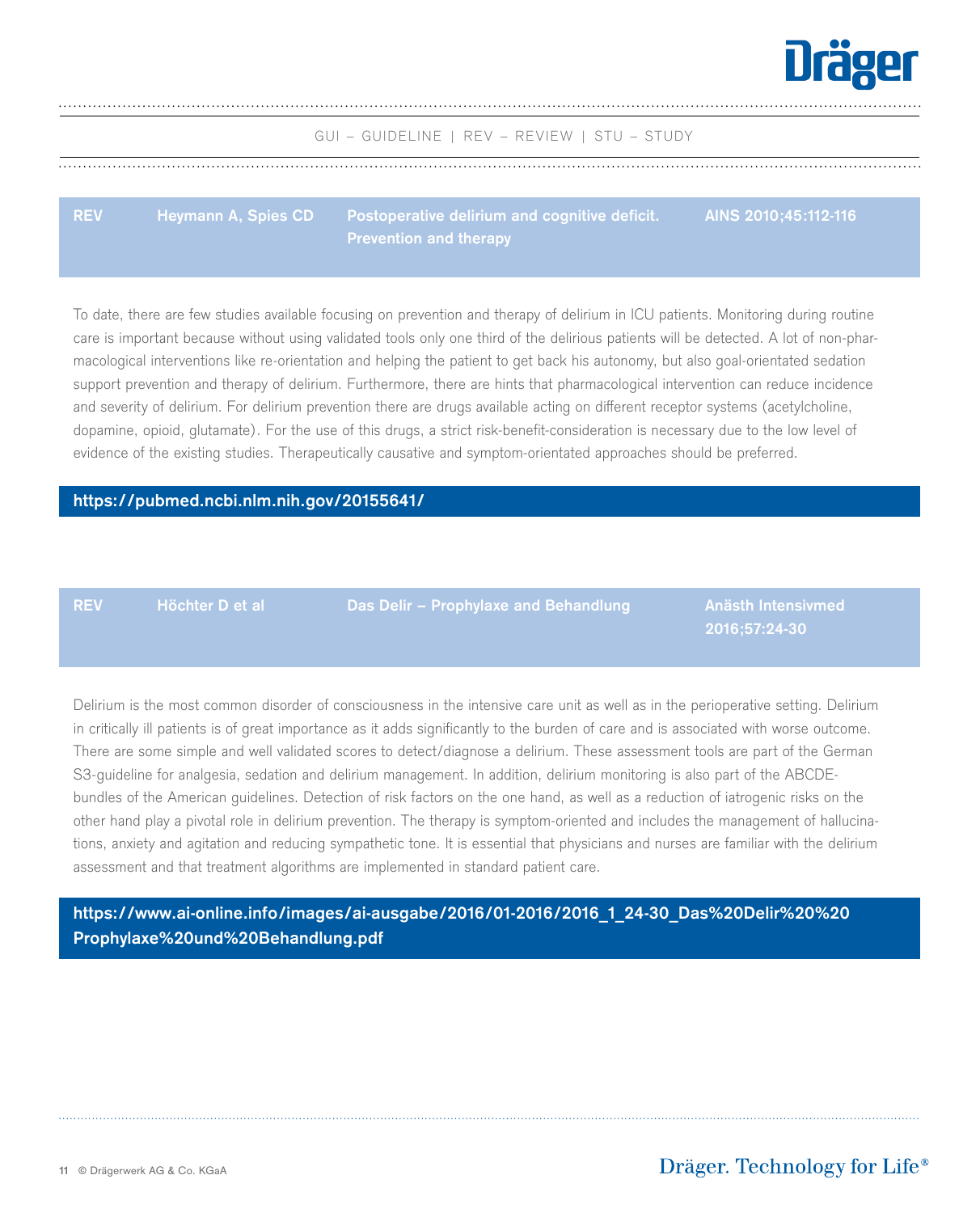GUI – GUIDELINE | REV – REVIEW | STU – STUDY

| REV | Heymann A, Spies CD | Postoperative delirium and cognitive deficit. Prevention and therapy | AINS 2010;45:112-116 |
|---|---|---|---|

To date, there are few studies available focusing on prevention and therapy of delirium in ICU patients. Monitoring during routine care is important because without using validated tools only one third of the delirious patients will be detected. A lot of non-pharmacological interventions like re-orientation and helping the patient to get back his autonomy, but also goal-orientated sedation support prevention and therapy of delirium. Furthermore, there are hints that pharmacological intervention can reduce incidence and severity of delirium. For delirium prevention there are drugs available acting on different receptor systems (acetylcholine, dopamine, opioid, glutamate). For the use of this drugs, a strict risk-benefit-consideration is necessary due to the low level of evidence of the existing studies. Therapeutically causative and symptom-orientated approaches should be preferred.

**https://pubmed.ncbi.nlm.nih.gov/20155641/**

| REV | Höchter D et al | Das Delir – Prophylaxe and Behandlung | Anästh Intensivmed 2016;57:24-30 |
|---|---|---|---|

Delirium is the most common disorder of consciousness in the intensive care unit as well as in the perioperative setting. Delirium in critically ill patients is of great importance as it adds significantly to the burden of care and is associated with worse outcome. There are some simple and well validated scores to detect/diagnose a delirium. These assessment tools are part of the German S3-guideline for analgesia, sedation and delirium management. In addition, delirium monitoring is also part of the ABCDE-bundles of the American guidelines. Detection of risk factors on the one hand, as well as a reduction of iatrogenic risks on the other hand play a pivotal role in delirium prevention. The therapy is symptom-oriented and includes the management of hallucinations, anxiety and agitation and reducing sympathetic tone. It is essential that physicians and nurses are familiar with the delirium assessment and that treatment algorithms are implemented in standard patient care.

**https://www.ai-online.info/images/ai-ausgabe/2016/01-2016/2016_1_24-30_Das%20Delir%20%20Prophylaxe%20und%20Behandlung.pdf**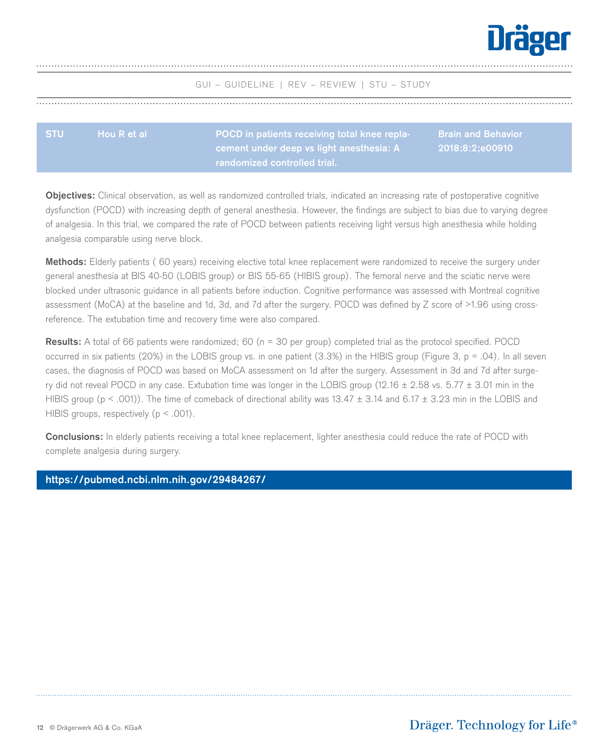GUI – GUIDELINE | REV – REVIEW | STU – STUDY

| STU | Hou R et al | POCD in patients receiving total knee replacement under deep vs light anesthesia: A randomized controlled trial. | Brain and Behavior 2018;8:2;e00910 |
|---|---|---|---|

**Objectives:** Clinical observation, as well as randomized controlled trials, indicated an increasing rate of postoperative cognitive dysfunction (POCD) with increasing depth of general anesthesia. However, the findings are subject to bias due to varying degree of analgesia. In this trial, we compared the rate of POCD between patients receiving light versus high anesthesia while holding analgesia comparable using nerve block.

**Methods:** Elderly patients ( 60 years) receiving elective total knee replacement were randomized to receive the surgery under general anesthesia at BIS 40-50 (LOBIS group) or BIS 55-65 (HIBIS group). The femoral nerve and the sciatic nerve were blocked under ultrasonic guidance in all patients before induction. Cognitive performance was assessed with Montreal cognitive assessment (MoCA) at the baseline and 1d, 3d, and 7d after the surgery. POCD was defined by Z score of >1.96 using cross-reference. The extubation time and recovery time were also compared.

**Results:** A total of 66 patients were randomized; 60 (n = 30 per group) completed trial as the protocol specified. POCD occurred in six patients (20%) in the LOBIS group vs. in one patient (3.3%) in the HIBIS group (Figure 3, $p = .04$). In all seven cases, the diagnosis of POCD was based on MoCA assessment on 1d after the surgery. Assessment in 3d and 7d after surgery did not reveal POCD in any case. Extubation time was longer in the LOBIS group (12.16 ± 2.58 vs. 5.77 ± 3.01 min in the HIBIS group ($p < .001$)). The time of comeback of directional ability was 13.47 ± 3.14 and 6.17 ± 3.23 min in the LOBIS and HIBIS groups, respectively ($p < .001$).

**Conclusions:** In elderly patients receiving a total knee replacement, lighter anesthesia could reduce the rate of POCD with complete analgesia during surgery.

**https://pubmed.ncbi.nlm.nih.gov/29484267/**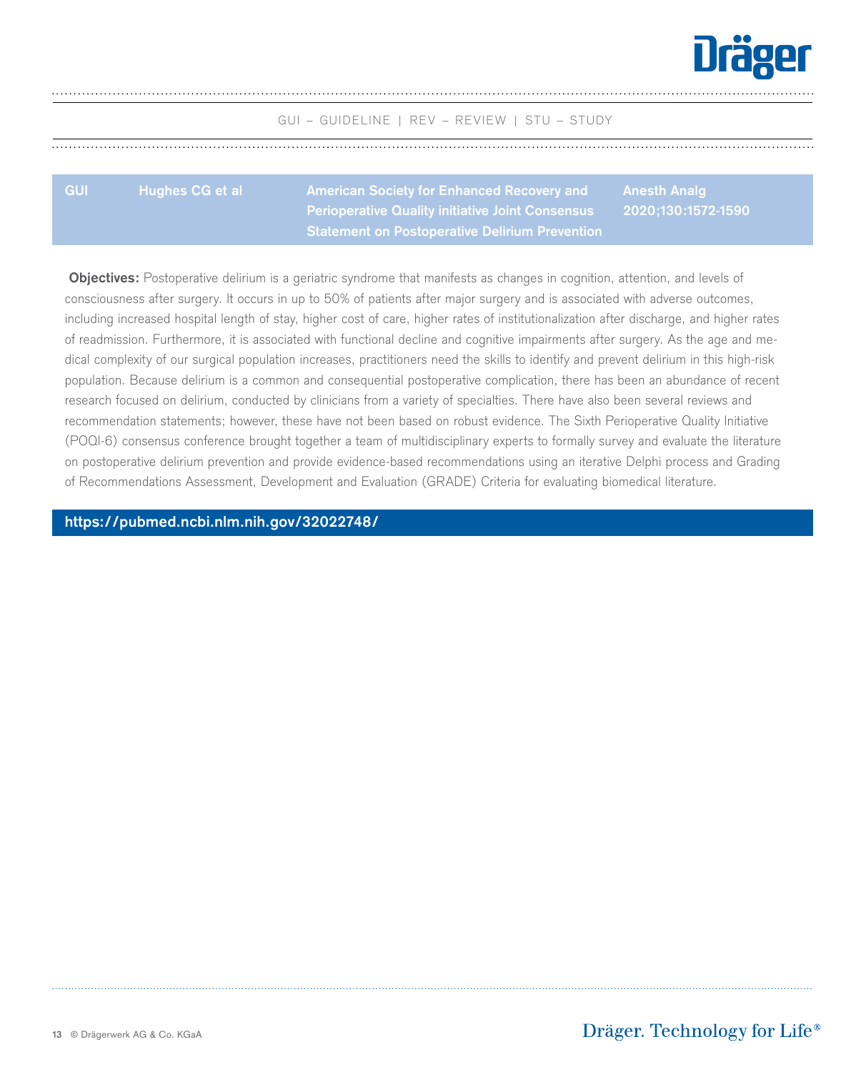GUI – GUIDELINE | REV – REVIEW | STU – STUDY

| GUI | Hughes CG et al | American Society for Enhanced Recovery and Perioperative Quality initiative Joint Consensus Statement on Postoperative Delirium Prevention | Anesth Analg 2020;130:1572-1590 |
|---|---|---|---|

**Objectives:** Postoperative delirium is a geriatric syndrome that manifests as changes in cognition, attention, and levels of consciousness after surgery. It occurs in up to 50% of patients after major surgery and is associated with adverse outcomes, including increased hospital length of stay, higher cost of care, higher rates of institutionalization after discharge, and higher rates of readmission. Furthermore, it is associated with functional decline and cognitive impairments after surgery. As the age and medical complexity of our surgical population increases, practitioners need the skills to identify and prevent delirium in this high-risk population. Because delirium is a common and consequential postoperative complication, there has been an abundance of recent research focused on delirium, conducted by clinicians from a variety of specialties. There have also been several reviews and recommendation statements; however, these have not been based on robust evidence. The Sixth Perioperative Quality Initiative (POQI-6) consensus conference brought together a team of multidisciplinary experts to formally survey and evaluate the literature on postoperative delirium prevention and provide evidence-based recommendations using an iterative Delphi process and Grading of Recommendations Assessment, Development and Evaluation (GRADE) Criteria for evaluating biomedical literature.

**https://pubmed.ncbi.nlm.nih.gov/32022748/**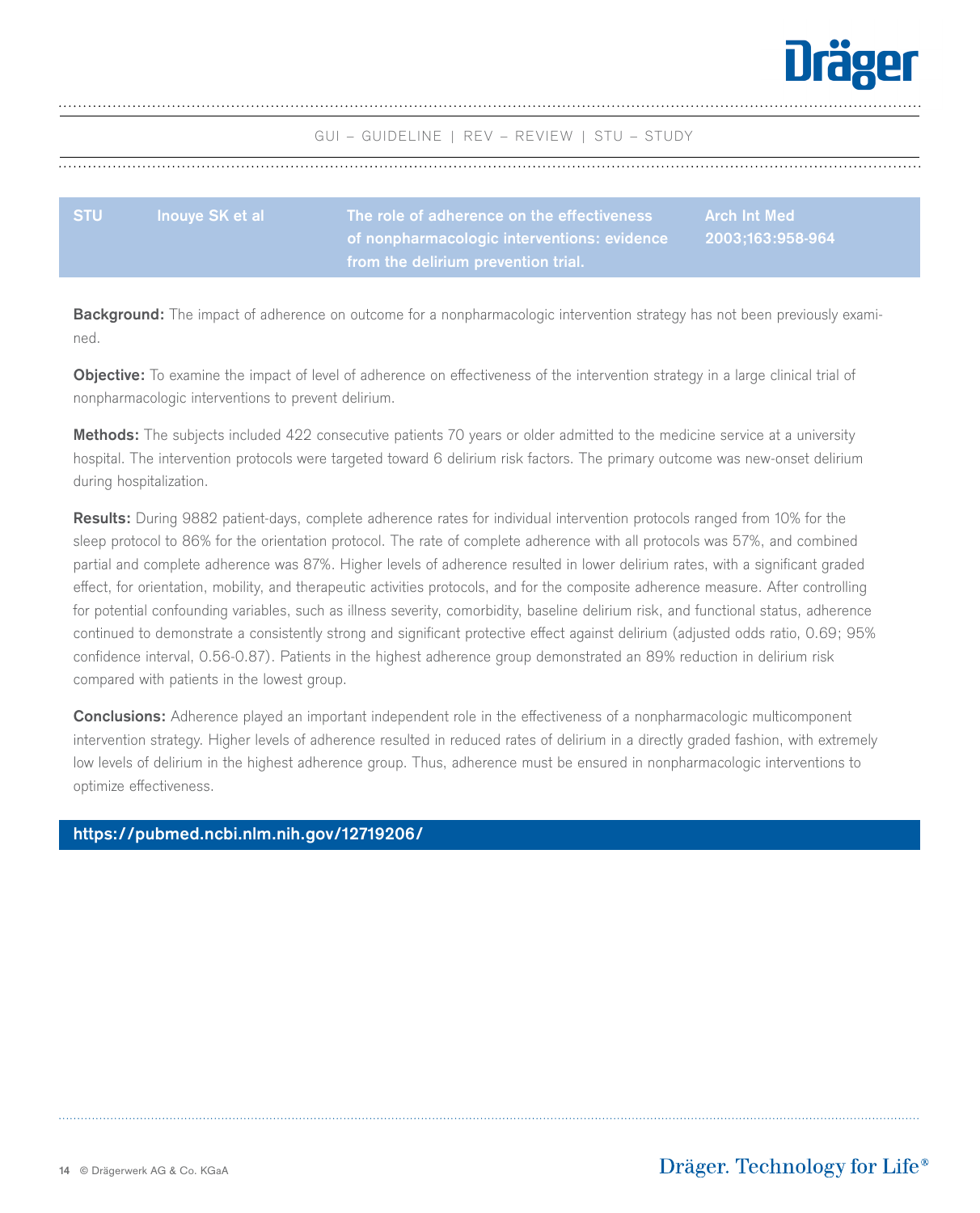GUI – GUIDELINE | REV – REVIEW | STU – STUDY

| STU | Inouye SK et al | The role of adherence on the effectiveness of nonpharmacologic interventions: evidence from the delirium prevention trial. | Arch Int Med 2003;163:958-964 |
|---|---|---|---|

**Background:** The impact of adherence on outcome for a nonpharmacologic intervention strategy has not been previously examined.

**Objective:** To examine the impact of level of adherence on effectiveness of the intervention strategy in a large clinical trial of nonpharmacologic interventions to prevent delirium.

**Methods:** The subjects included 422 consecutive patients 70 years or older admitted to the medicine service at a university hospital. The intervention protocols were targeted toward 6 delirium risk factors. The primary outcome was new-onset delirium during hospitalization.

**Results:** During 9882 patient-days, complete adherence rates for individual intervention protocols ranged from 10% for the sleep protocol to 86% for the orientation protocol. The rate of complete adherence with all protocols was 57%, and combined partial and complete adherence was 87%. Higher levels of adherence resulted in lower delirium rates, with a significant graded effect, for orientation, mobility, and therapeutic activities protocols, and for the composite adherence measure. After controlling for potential confounding variables, such as illness severity, comorbidity, baseline delirium risk, and functional status, adherence continued to demonstrate a consistently strong and significant protective effect against delirium (adjusted odds ratio, 0.69; 95% confidence interval, 0.56-0.87). Patients in the highest adherence group demonstrated an 89% reduction in delirium risk compared with patients in the lowest group.

**Conclusions:** Adherence played an important independent role in the effectiveness of a nonpharmacologic multicomponent intervention strategy. Higher levels of adherence resulted in reduced rates of delirium in a directly graded fashion, with extremely low levels of delirium in the highest adherence group. Thus, adherence must be ensured in nonpharmacologic interventions to optimize effectiveness.

**https://pubmed.ncbi.nlm.nih.gov/12719206/**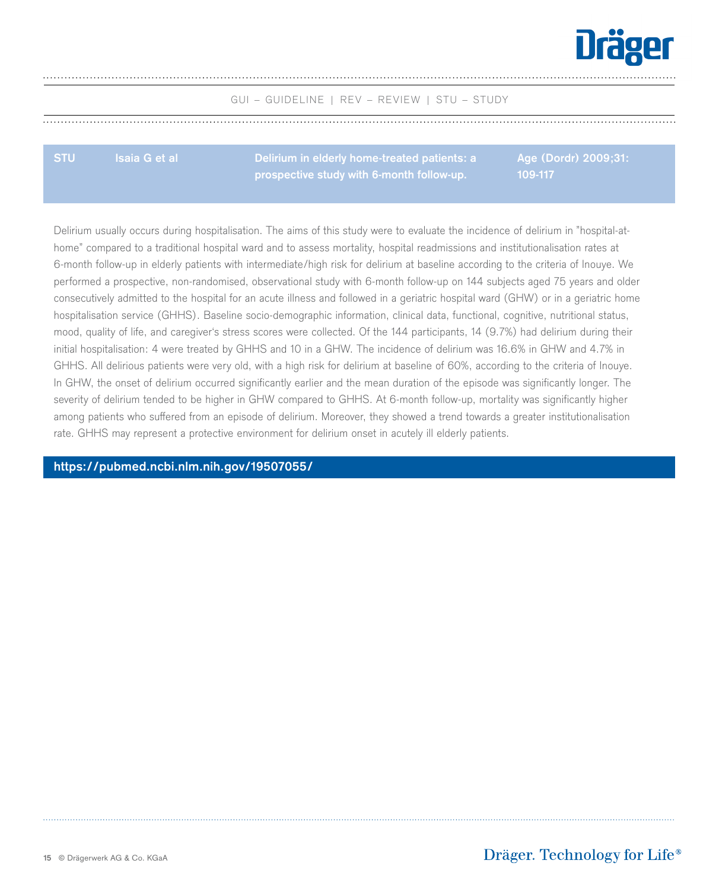GUI – GUIDELINE | REV – REVIEW | STU – STUDY

| STU | Isaia G et al | Delirium in elderly home-treated patients: a prospective study with 6-month follow-up. | Age (Dordr) 2009;31: 109-117 |
|---|---|---|---|

Delirium usually occurs during hospitalisation. The aims of this study were to evaluate the incidence of delirium in "hospital-at-home" compared to a traditional hospital ward and to assess mortality, hospital readmissions and institutionalisation rates at 6-month follow-up in elderly patients with intermediate/high risk for delirium at baseline according to the criteria of Inouye. We performed a prospective, non-randomised, observational study with 6-month follow-up on 144 subjects aged 75 years and older consecutively admitted to the hospital for an acute illness and followed in a geriatric hospital ward (GHW) or in a geriatric home hospitalisation service (GHHS). Baseline socio-demographic information, clinical data, functional, cognitive, nutritional status, mood, quality of life, and caregiver's stress scores were collected. Of the 144 participants, 14 (9.7%) had delirium during their initial hospitalisation: 4 were treated by GHHS and 10 in a GHW. The incidence of delirium was 16.6% in GHW and 4.7% in GHHS. All delirious patients were very old, with a high risk for delirium at baseline of 60%, according to the criteria of Inouye. In GHW, the onset of delirium occurred significantly earlier and the mean duration of the episode was significantly longer. The severity of delirium tended to be higher in GHW compared to GHHS. At 6-month follow-up, mortality was significantly higher among patients who suffered from an episode of delirium. Moreover, they showed a trend towards a greater institutionalisation rate. GHHS may represent a protective environment for delirium onset in acutely ill elderly patients.

**https://pubmed.ncbi.nlm.nih.gov/19507055/**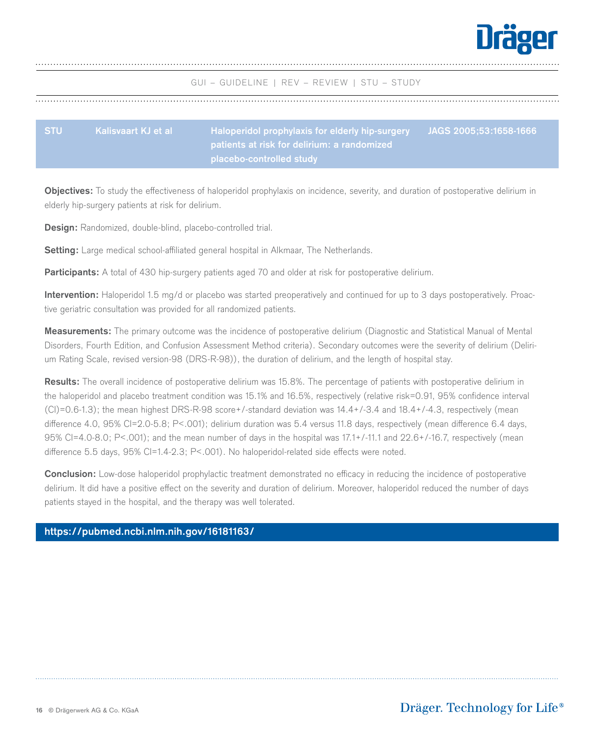GUI – GUIDELINE | REV – REVIEW | STU – STUDY

| STU | Kalisvaart KJ et al | Haloperidol prophylaxis for elderly hip-surgery patients at risk for delirium: a randomized placebo-controlled study | JAGS 2005;53:1658-1666 |
|---|---|---|---|

**Objectives:** To study the effectiveness of haloperidol prophylaxis on incidence, severity, and duration of postoperative delirium in elderly hip-surgery patients at risk for delirium.

**Design:** Randomized, double-blind, placebo-controlled trial.

**Setting:** Large medical school-affiliated general hospital in Alkmaar, The Netherlands.

**Participants:** A total of 430 hip-surgery patients aged 70 and older at risk for postoperative delirium.

**Intervention:** Haloperidol 1.5 mg/d or placebo was started preoperatively and continued for up to 3 days postoperatively. Proactive geriatric consultation was provided for all randomized patients.

**Measurements:** The primary outcome was the incidence of postoperative delirium (Diagnostic and Statistical Manual of Mental Disorders, Fourth Edition, and Confusion Assessment Method criteria). Secondary outcomes were the severity of delirium (Delirium Rating Scale, revised version-98 (DRS-R-98)), the duration of delirium, and the length of hospital stay.

**Results:** The overall incidence of postoperative delirium was 15.8%. The percentage of patients with postoperative delirium in the haloperidol and placebo treatment condition was 15.1% and 16.5%, respectively (relative risk=0.91, 95% confidence interval (CI)=0.6-1.3); the mean highest DRS-R-98 score+/-standard deviation was 14.4+/-3.4 and 18.4+/-4.3, respectively (mean difference 4.0, 95% CI=2.0-5.8; P<.001); delirium duration was 5.4 versus 11.8 days, respectively (mean difference 6.4 days, 95% CI=4.0-8.0; P<.001); and the mean number of days in the hospital was 17.1+/-11.1 and 22.6+/-16.7, respectively (mean difference 5.5 days, 95% CI=1.4-2.3; P<.001). No haloperidol-related side effects were noted.

**Conclusion:** Low-dose haloperidol prophylactic treatment demonstrated no efficacy in reducing the incidence of postoperative delirium. It did have a positive effect on the severity and duration of delirium. Moreover, haloperidol reduced the number of days patients stayed in the hospital, and the therapy was well tolerated.

**https://pubmed.ncbi.nlm.nih.gov/16181163/**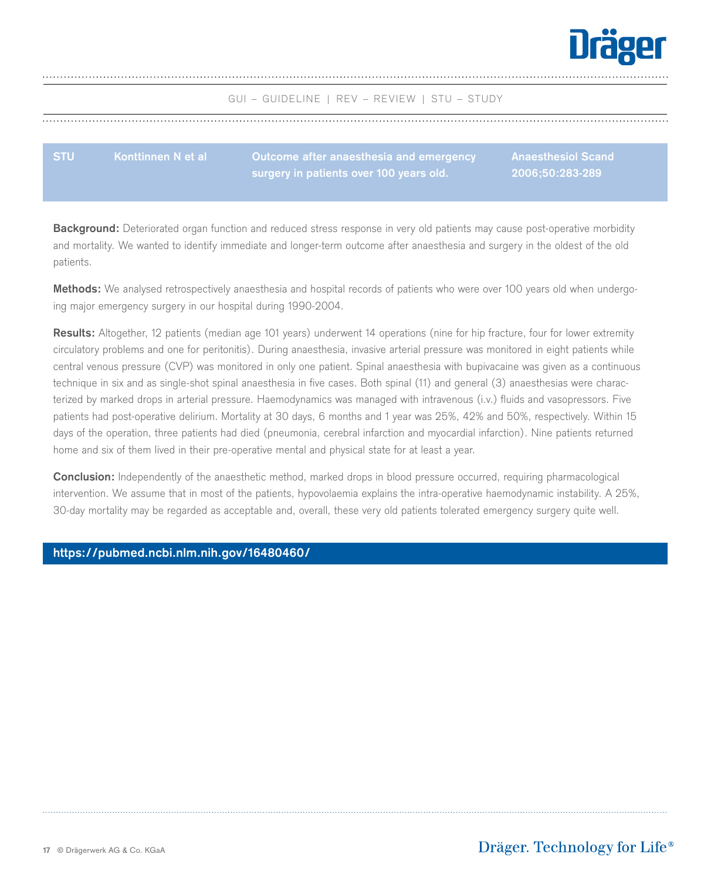GUI – GUIDELINE | REV – REVIEW | STU – STUDY

| STU | Konttinen N et al | Outcome after anaesthesia and emergency surgery in patients over 100 years old. | Anaesthesiol Scand 2006;50:283-289 |
|---|---|---|---|

**Background:** Deteriorated organ function and reduced stress response in very old patients may cause post-operative morbidity and mortality. We wanted to identify immediate and longer-term outcome after anaesthesia and surgery in the oldest of the old patients.

**Methods:** We analysed retrospectively anaesthesia and hospital records of patients who were over 100 years old when undergoing major emergency surgery in our hospital during 1990-2004.

**Results:** Altogether, 12 patients (median age 101 years) underwent 14 operations (nine for hip fracture, four for lower extremity circulatory problems and one for peritonitis). During anaesthesia, invasive arterial pressure was monitored in eight patients while central venous pressure (CVP) was monitored in only one patient. Spinal anaesthesia with bupivacaine was given as a continuous technique in six and as single-shot spinal anaesthesia in five cases. Both spinal (11) and general (3) anaesthesias were characterized by marked drops in arterial pressure. Haemodynamics was managed with intravenous (i.v.) fluids and vasopressors. Five patients had post-operative delirium. Mortality at 30 days, 6 months and 1 year was 25%, 42% and 50%, respectively. Within 15 days of the operation, three patients had died (pneumonia, cerebral infarction and myocardial infarction). Nine patients returned home and six of them lived in their pre-operative mental and physical state for at least a year.

**Conclusion:** Independently of the anaesthetic method, marked drops in blood pressure occurred, requiring pharmacological intervention. We assume that in most of the patients, hypovolaemia explains the intra-operative haemodynamic instability. A 25%, 30-day mortality may be regarded as acceptable and, overall, these very old patients tolerated emergency surgery quite well.

**https://pubmed.ncbi.nlm.nih.gov/16480460/**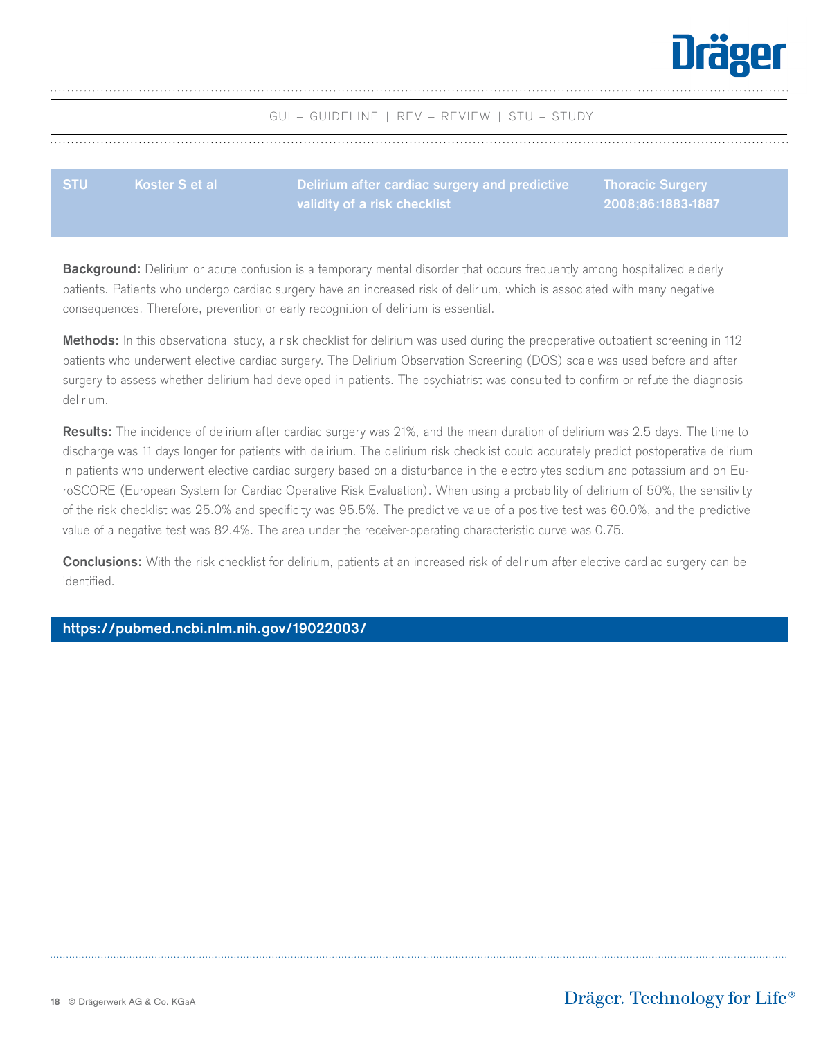GUI – GUIDELINE | REV – REVIEW | STU – STUDY

| STU | Koster S et al | Delirium after cardiac surgery and predictive validity of a risk checklist | Thoracic Surgery 2008;86:1883-1887 |
|---|---|---|---|

**Background:** Delirium or acute confusion is a temporary mental disorder that occurs frequently among hospitalized elderly patients. Patients who undergo cardiac surgery have an increased risk of delirium, which is associated with many negative consequences. Therefore, prevention or early recognition of delirium is essential.

**Methods:** In this observational study, a risk checklist for delirium was used during the preoperative outpatient screening in 112 patients who underwent elective cardiac surgery. The Delirium Observation Screening (DOS) scale was used before and after surgery to assess whether delirium had developed in patients. The psychiatrist was consulted to confirm or refute the diagnosis delirium.

**Results:** The incidence of delirium after cardiac surgery was 21%, and the mean duration of delirium was 2.5 days. The time to discharge was 11 days longer for patients with delirium. The delirium risk checklist could accurately predict postoperative delirium in patients who underwent elective cardiac surgery based on a disturbance in the electrolytes sodium and potassium and on EuroSCORE (European System for Cardiac Operative Risk Evaluation). When using a probability of delirium of 50%, the sensitivity of the risk checklist was 25.0% and specificity was 95.5%. The predictive value of a positive test was 60.0%, and the predictive value of a negative test was 82.4%. The area under the receiver-operating characteristic curve was 0.75.

**Conclusions:** With the risk checklist for delirium, patients at an increased risk of delirium after elective cardiac surgery can be identified.

**https://pubmed.ncbi.nlm.nih.gov/19022003/**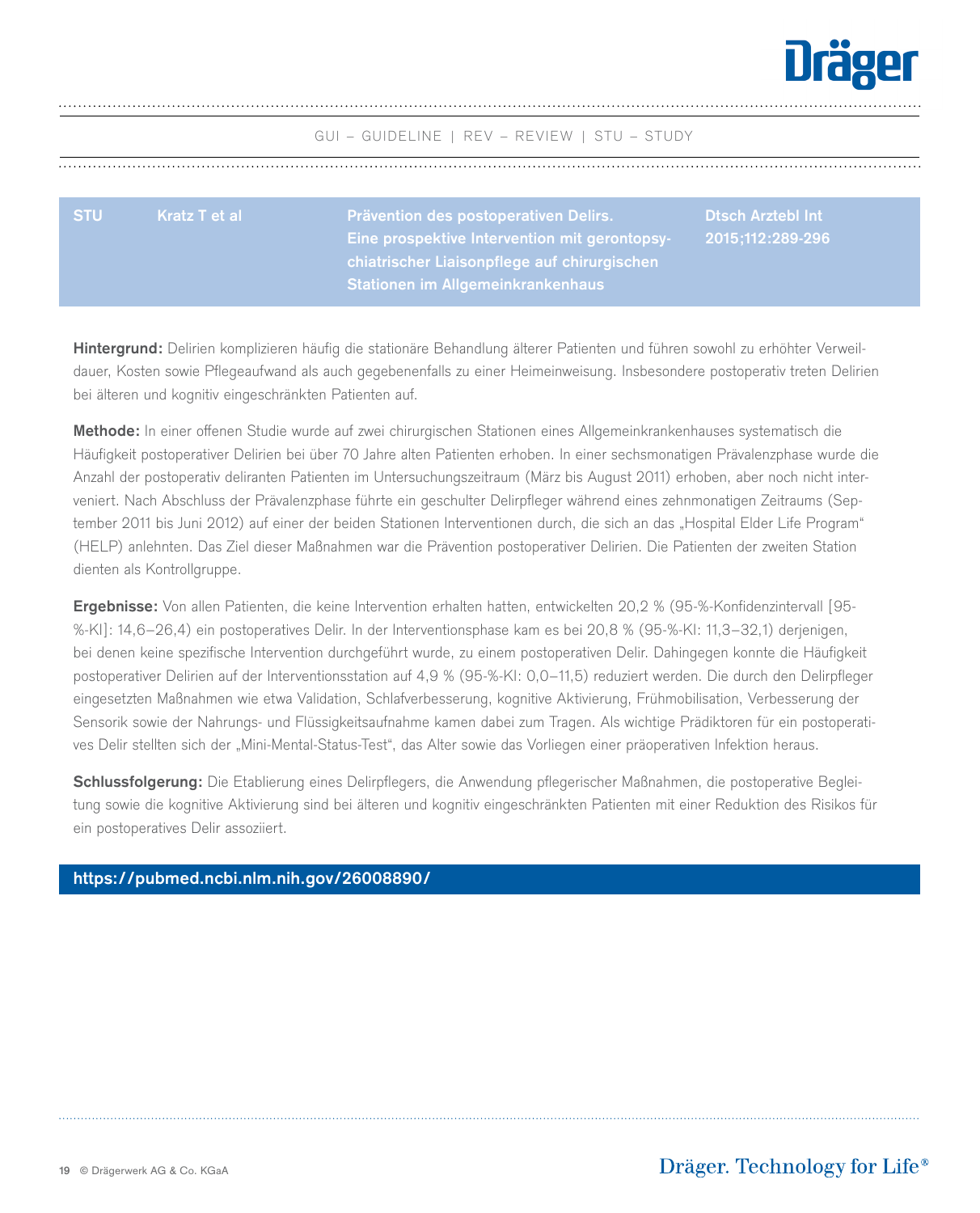GUI – GUIDELINE | REV – REVIEW | STU – STUDY

| STU | Kratz T et al | Prävention des postoperativen Delirs. Eine prospektive Intervention mit gerontopsychiatrischer Liaisonpflege auf chirurgischen Stationen im Allgemeinkrankenhaus | Dtsch Arztebl Int 2015;112:289-296 |
|---|---|---|---|

**Hintergrund:** Delirien komplizieren häufig die stationäre Behandlung älterer Patienten und führen sowohl zu erhöhter Verweildauer, Kosten sowie Pflegeaufwand als auch gegebenenfalls zu einer Heimeinweisung. Insbesondere postoperativ treten Delirien bei älteren und kognitiv eingeschränkten Patienten auf.

**Methode:** In einer offenen Studie wurde auf zwei chirurgischen Stationen eines Allgemeinkrankenhauses systematisch die Häufigkeit postoperativer Delirien bei über 70 Jahre alten Patienten erhoben. In einer sechsmonatigen Prävalenzphase wurde die Anzahl der postoperativ deliranten Patienten im Untersuchungszeitraum (März bis August 2011) erhoben, aber noch nicht interveniert. Nach Abschluss der Prävalenzphase führte ein geschulter Delirpfleger während eines zehnmonatigen Zeitraums (September 2011 bis Juni 2012) auf einer der beiden Stationen Interventionen durch, die sich an das „Hospital Elder Life Program" (HELP) anlehnten. Das Ziel dieser Maßnahmen war die Prävention postoperativer Delirien. Die Patienten der zweiten Station dienten als Kontrollgruppe.

**Ergebnisse:** Von allen Patienten, die keine Intervention erhalten hatten, entwickelten 20,2 % (95-%-Konfidenzintervall [95-%-KI]: 14,6–26,4) ein postoperatives Delir. In der Interventionsphase kam es bei 20,8 % (95-%-KI: 11,3–32,1) derjenigen, bei denen keine spezifische Intervention durchgeführt wurde, zu einem postoperativen Delir. Dahingegen konnte die Häufigkeit postoperativer Delirien auf der Interventionsstation auf 4,9 % (95-%-KI: 0,0–11,5) reduziert werden. Die durch den Delirpfleger eingesetzten Maßnahmen wie etwa Validation, Schlafverbesserung, kognitive Aktivierung, Frühmobilisation, Verbesserung der Sensorik sowie der Nahrungs- und Flüssigkeitsaufnahme kamen dabei zum Tragen. Als wichtige Prädiktoren für ein postoperatives Delir stellten sich der „Mini-Mental-Status-Test", das Alter sowie das Vorliegen einer präoperativen Infektion heraus.

**Schlussfolgerung:** Die Etablierung eines Delirpflegers, die Anwendung pflegerischer Maßnahmen, die postoperative Begleitung sowie die kognitive Aktivierung sind bei älteren und kognitiv eingeschränkten Patienten mit einer Reduktion des Risikos für ein postoperatives Delir assoziiert.

**https://pubmed.ncbi.nlm.nih.gov/26008890/**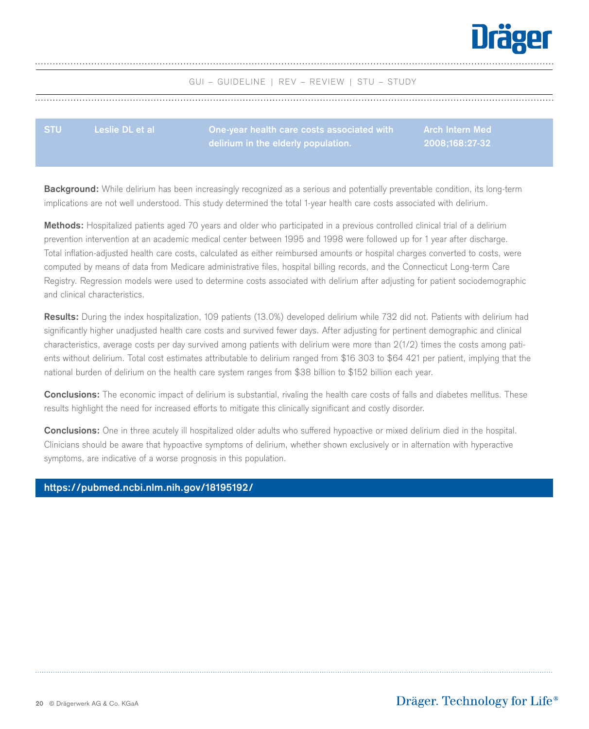GUI – GUIDELINE | REV – REVIEW | STU – STUDY

| STU | Leslie DL et al | One-year health care costs associated with delirium in the elderly population. | Arch Intern Med 2008;168:27-32 |
|---|---|---|---|

**Background:** While delirium has been increasingly recognized as a serious and potentially preventable condition, its long-term implications are not well understood. This study determined the total 1-year health care costs associated with delirium.

**Methods:** Hospitalized patients aged 70 years and older who participated in a previous controlled clinical trial of a delirium prevention intervention at an academic medical center between 1995 and 1998 were followed up for 1 year after discharge. Total inflation-adjusted health care costs, calculated as either reimbursed amounts or hospital charges converted to costs, were computed by means of data from Medicare administrative files, hospital billing records, and the Connecticut Long-term Care Registry. Regression models were used to determine costs associated with delirium after adjusting for patient sociodemographic and clinical characteristics.

**Results:** During the index hospitalization, 109 patients (13.0%) developed delirium while 732 did not. Patients with delirium had significantly higher unadjusted health care costs and survived fewer days. After adjusting for pertinent demographic and clinical characteristics, average costs per day survived among patients with delirium were more than 2(1/2) times the costs among patients without delirium. Total cost estimates attributable to delirium ranged from $16 303 to $64 421 per patient, implying that the national burden of delirium on the health care system ranges from $38 billion to $152 billion each year.

**Conclusions:** The economic impact of delirium is substantial, rivaling the health care costs of falls and diabetes mellitus. These results highlight the need for increased efforts to mitigate this clinically significant and costly disorder.

**Conclusions:** One in three acutely ill hospitalized older adults who suffered hypoactive or mixed delirium died in the hospital. Clinicians should be aware that hypoactive symptoms of delirium, whether shown exclusively or in alternation with hyperactive symptoms, are indicative of a worse prognosis in this population.

**https://pubmed.ncbi.nlm.nih.gov/18195192/**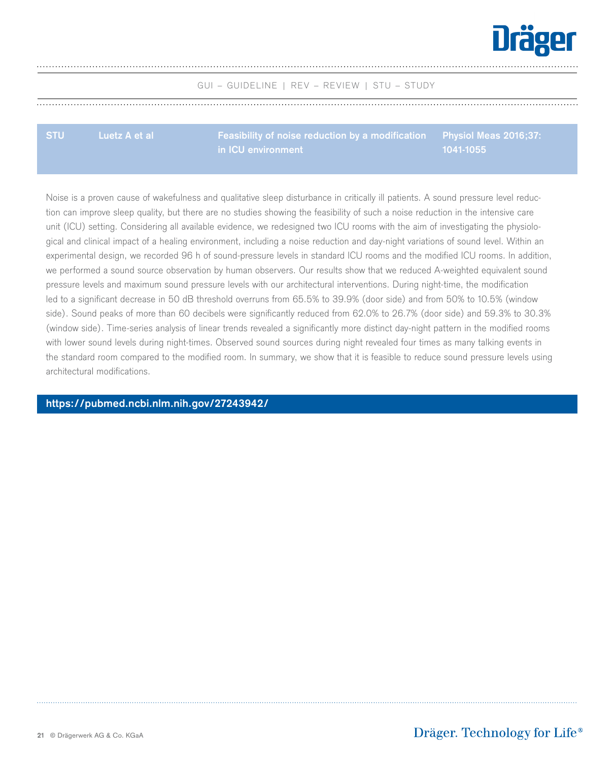GUI – GUIDELINE | REV – REVIEW | STU – STUDY

| STU | Luetz A et al | Feasibility of noise reduction by a modification in ICU environment | Physiol Meas 2016;37: 1041-1055 |
|---|---|---|---|

Noise is a proven cause of wakefulness and qualitative sleep disturbance in critically ill patients. A sound pressure level reduction can improve sleep quality, but there are no studies showing the feasibility of such a noise reduction in the intensive care unit (ICU) setting. Considering all available evidence, we redesigned two ICU rooms with the aim of investigating the physiological and clinical impact of a healing environment, including a noise reduction and day-night variations of sound level. Within an experimental design, we recorded 96 h of sound-pressure levels in standard ICU rooms and the modified ICU rooms. In addition, we performed a sound source observation by human observers. Our results show that we reduced A-weighted equivalent sound pressure levels and maximum sound pressure levels with our architectural interventions. During night-time, the modification led to a significant decrease in 50 dB threshold overruns from 65.5% to 39.9% (door side) and from 50% to 10.5% (window side). Sound peaks of more than 60 decibels were significantly reduced from 62.0% to 26.7% (door side) and 59.3% to 30.3% (window side). Time-series analysis of linear trends revealed a significantly more distinct day-night pattern in the modified rooms with lower sound levels during night-times. Observed sound sources during night revealed four times as many talking events in the standard room compared to the modified room. In summary, we show that it is feasible to reduce sound pressure levels using architectural modifications.

**https://pubmed.ncbi.nlm.nih.gov/27243942/**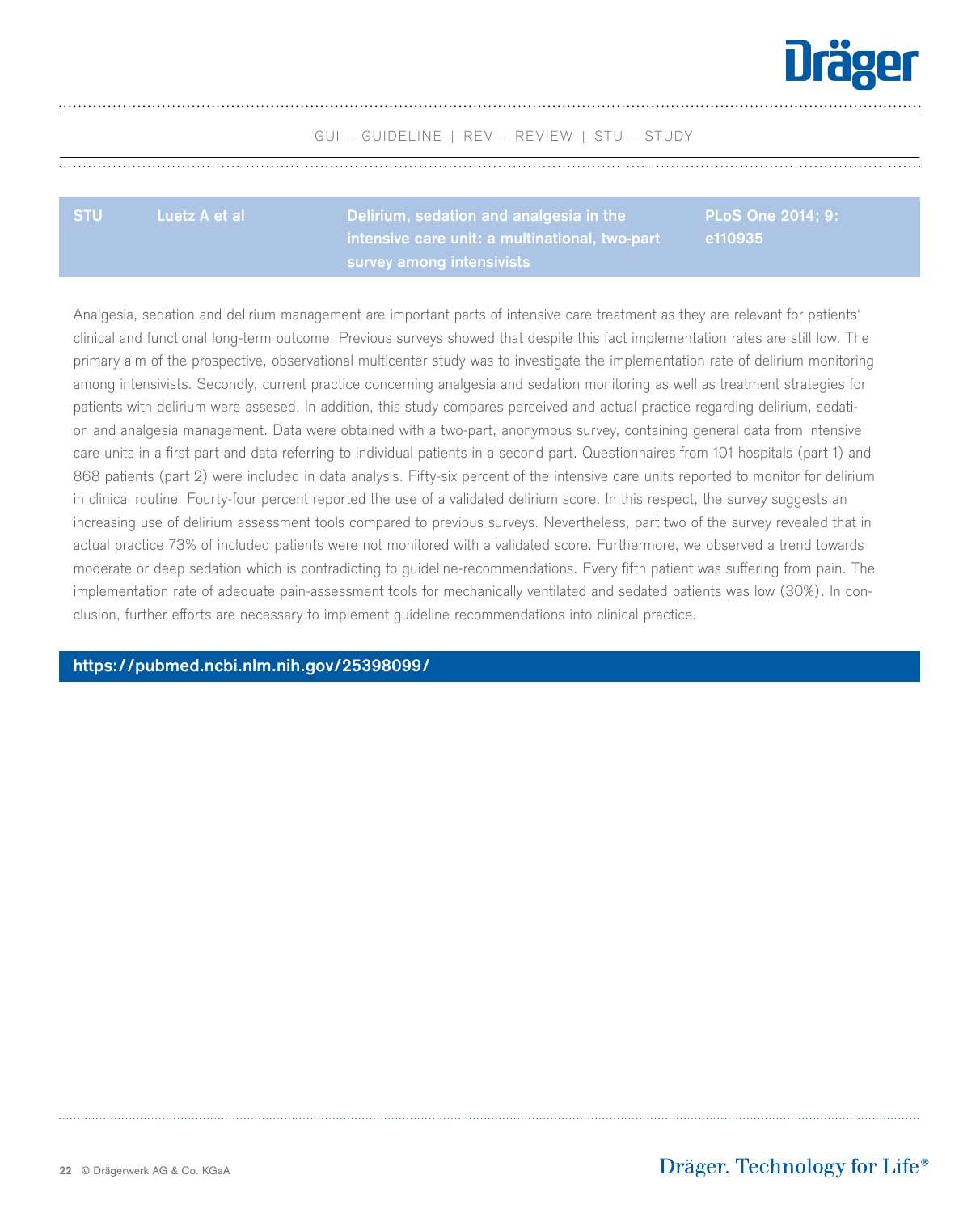GUI – GUIDELINE | REV – REVIEW | STU – STUDY

| STU | Luetz A et al | Delirium, sedation and analgesia in the intensive care unit: a multinational, two-part survey among intensivists | PLoS One 2014; 9: e110935 |
|---|---|---|---|

Analgesia, sedation and delirium management are important parts of intensive care treatment as they are relevant for patients' clinical and functional long-term outcome. Previous surveys showed that despite this fact implementation rates are still low. The primary aim of the prospective, observational multicenter study was to investigate the implementation rate of delirium monitoring among intensivists. Secondly, current practice concerning analgesia and sedation monitoring as well as treatment strategies for patients with delirium were assesed. In addition, this study compares perceived and actual practice regarding delirium, sedation and analgesia management. Data were obtained with a two-part, anonymous survey, containing general data from intensive care units in a first part and data referring to individual patients in a second part. Questionnaires from 101 hospitals (part 1) and 868 patients (part 2) were included in data analysis. Fifty-six percent of the intensive care units reported to monitor for delirium in clinical routine. Fourty-four percent reported the use of a validated delirium score. In this respect, the survey suggests an increasing use of delirium assessment tools compared to previous surveys. Nevertheless, part two of the survey revealed that in actual practice 73% of included patients were not monitored with a validated score. Furthermore, we observed a trend towards moderate or deep sedation which is contradicting to guideline-recommendations. Every fifth patient was suffering from pain. The implementation rate of adequate pain-assessment tools for mechanically ventilated and sedated patients was low (30%). In conclusion, further efforts are necessary to implement guideline recommendations into clinical practice.

**https://pubmed.ncbi.nlm.nih.gov/25398099/**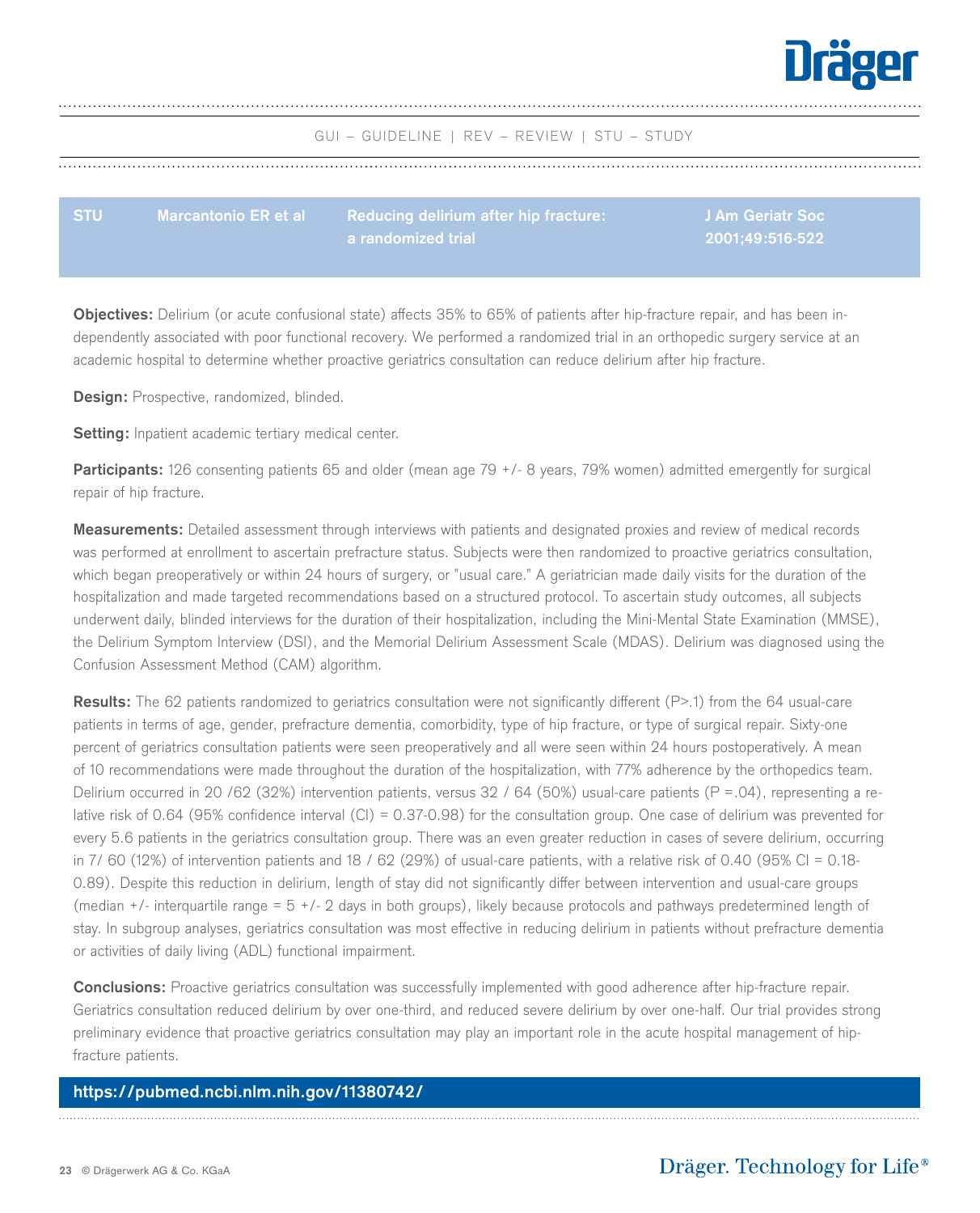GUI – GUIDELINE | REV – REVIEW | STU – STUDY

| STU | Marcantonio ER et al | Reducing delirium after hip fracture: a randomized trial | J Am Geriatr Soc 2001;49:516-522 |
|---|---|---|---|

**Objectives:** Delirium (or acute confusional state) affects 35% to 65% of patients after hip-fracture repair, and has been independently associated with poor functional recovery. We performed a randomized trial in an orthopedic surgery service at an academic hospital to determine whether proactive geriatrics consultation can reduce delirium after hip fracture.

**Design:** Prospective, randomized, blinded.

**Setting:** Inpatient academic tertiary medical center.

**Participants:** 126 consenting patients 65 and older (mean age 79 +/- 8 years, 79% women) admitted emergently for surgical repair of hip fracture.

**Measurements:** Detailed assessment through interviews with patients and designated proxies and review of medical records was performed at enrollment to ascertain prefracture status. Subjects were then randomized to proactive geriatrics consultation, which began preoperatively or within 24 hours of surgery, or "usual care." A geriatrician made daily visits for the duration of the hospitalization and made targeted recommendations based on a structured protocol. To ascertain study outcomes, all subjects underwent daily, blinded interviews for the duration of their hospitalization, including the Mini-Mental State Examination (MMSE), the Delirium Symptom Interview (DSI), and the Memorial Delirium Assessment Scale (MDAS). Delirium was diagnosed using the Confusion Assessment Method (CAM) algorithm.

**Results:** The 62 patients randomized to geriatrics consultation were not significantly different (P>.1) from the 64 usual-care patients in terms of age, gender, prefracture dementia, comorbidity, type of hip fracture, or type of surgical repair. Sixty-one percent of geriatrics consultation patients were seen preoperatively and all were seen within 24 hours postoperatively. A mean of 10 recommendations were made throughout the duration of the hospitalization, with 77% adherence by the orthopedics team. Delirium occurred in 20 /62 (32%) intervention patients, versus 32 / 64 (50%) usual-care patients (P =.04), representing a relative risk of 0.64 (95% confidence interval (CI) = 0.37-0.98) for the consultation group. One case of delirium was prevented for every 5.6 patients in the geriatrics consultation group. There was an even greater reduction in cases of severe delirium, occurring in 7/ 60 (12%) of intervention patients and 18 / 62 (29%) of usual-care patients, with a relative risk of 0.40 (95% CI = 0.18-0.89). Despite this reduction in delirium, length of stay did not significantly differ between intervention and usual-care groups (median +/- interquartile range = 5 +/- 2 days in both groups), likely because protocols and pathways predetermined length of stay. In subgroup analyses, geriatrics consultation was most effective in reducing delirium in patients without prefracture dementia or activities of daily living (ADL) functional impairment.

**Conclusions:** Proactive geriatrics consultation was successfully implemented with good adherence after hip-fracture repair. Geriatrics consultation reduced delirium by over one-third, and reduced severe delirium by over one-half. Our trial provides strong preliminary evidence that proactive geriatrics consultation may play an important role in the acute hospital management of hip-fracture patients.

**https://pubmed.ncbi.nlm.nih.gov/11380742/**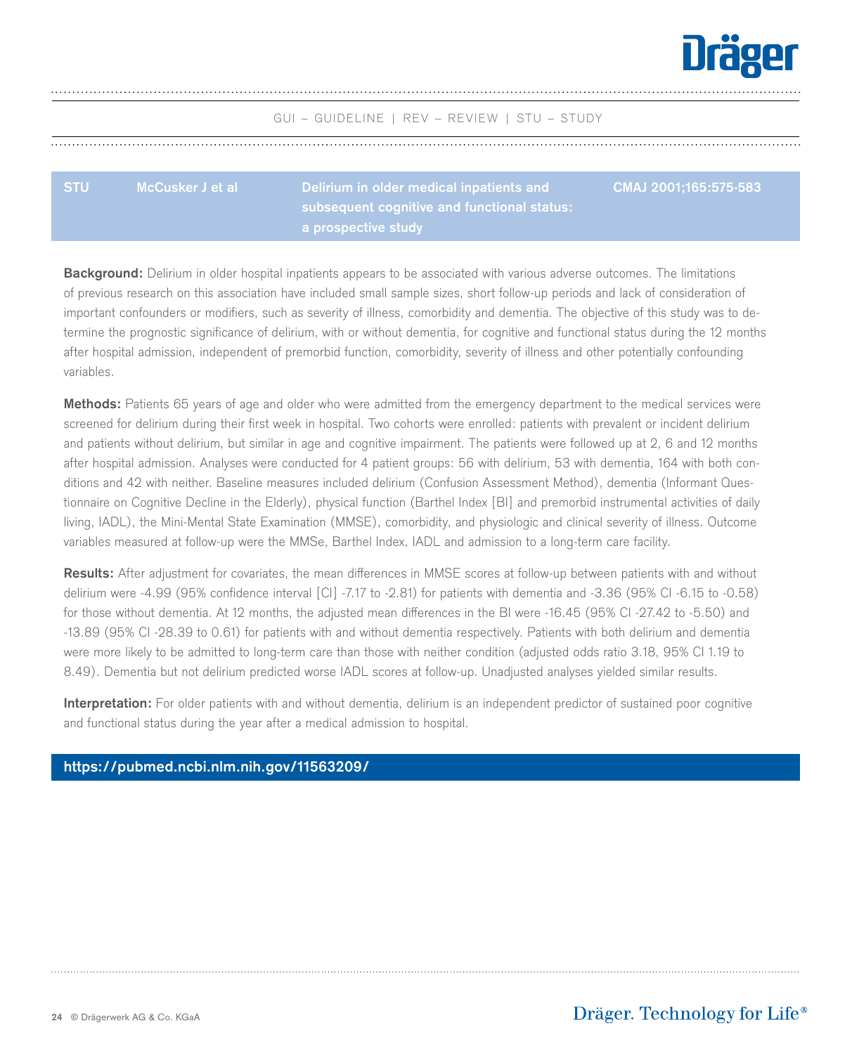GUI – GUIDELINE | REV – REVIEW | STU – STUDY

| STU | McCusker J et al | Delirium in older medical inpatients and subsequent cognitive and functional status: a prospective study | CMAJ 2001;165:575-583 |
|---|---|---|---|

**Background:** Delirium in older hospital inpatients appears to be associated with various adverse outcomes. The limitations of previous research on this association have included small sample sizes, short follow-up periods and lack of consideration of important confounders or modifiers, such as severity of illness, comorbidity and dementia. The objective of this study was to determine the prognostic significance of delirium, with or without dementia, for cognitive and functional status during the 12 months after hospital admission, independent of premorbid function, comorbidity, severity of illness and other potentially confounding variables.

**Methods:** Patients 65 years of age and older who were admitted from the emergency department to the medical services were screened for delirium during their first week in hospital. Two cohorts were enrolled: patients with prevalent or incident delirium and patients without delirium, but similar in age and cognitive impairment. The patients were followed up at 2, 6 and 12 months after hospital admission. Analyses were conducted for 4 patient groups: 56 with delirium, 53 with dementia, 164 with both conditions and 42 with neither. Baseline measures included delirium (Confusion Assessment Method), dementia (Informant Questionnaire on Cognitive Decline in the Elderly), physical function (Barthel Index [BI] and premorbid instrumental activities of daily living, IADL), the Mini-Mental State Examination (MMSE), comorbidity, and physiologic and clinical severity of illness. Outcome variables measured at follow-up were the MMSe, Barthel Index, IADL and admission to a long-term care facility.

**Results:** After adjustment for covariates, the mean differences in MMSE scores at follow-up between patients with and without delirium were -4.99 (95% confidence interval [CI] -7.17 to -2.81) for patients with dementia and -3.36 (95% CI -6.15 to -0.58) for those without dementia. At 12 months, the adjusted mean differences in the BI were -16.45 (95% CI -27.42 to -5.50) and -13.89 (95% CI -28.39 to 0.61) for patients with and without dementia respectively. Patients with both delirium and dementia were more likely to be admitted to long-term care than those with neither condition (adjusted odds ratio 3.18, 95% CI 1.19 to 8.49). Dementia but not delirium predicted worse IADL scores at follow-up. Unadjusted analyses yielded similar results.

**Interpretation:** For older patients with and without dementia, delirium is an independent predictor of sustained poor cognitive and functional status during the year after a medical admission to hospital.

**https://pubmed.ncbi.nlm.nih.gov/11563209/**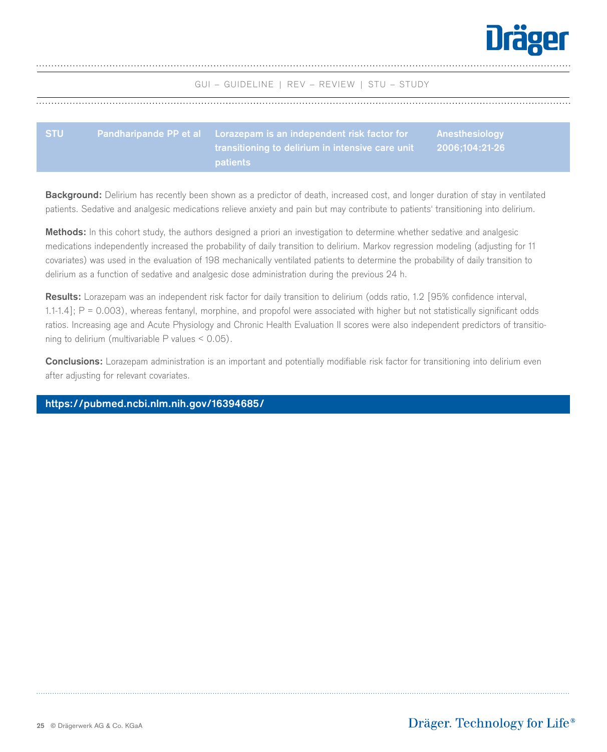GUI – GUIDELINE | REV – REVIEW | STU – STUDY

| STU | Pandharipande PP et al | Lorazepam is an independent risk factor for transitioning to delirium in intensive care unit patients | Anesthesiology 2006;104:21-26 |
|---|---|---|---|

**Background:** Delirium has recently been shown as a predictor of death, increased cost, and longer duration of stay in ventilated patients. Sedative and analgesic medications relieve anxiety and pain but may contribute to patients' transitioning into delirium.

**Methods:** In this cohort study, the authors designed a priori an investigation to determine whether sedative and analgesic medications independently increased the probability of daily transition to delirium. Markov regression modeling (adjusting for 11 covariates) was used in the evaluation of 198 mechanically ventilated patients to determine the probability of daily transition to delirium as a function of sedative and analgesic dose administration during the previous 24 h.

**Results:** Lorazepam was an independent risk factor for daily transition to delirium (odds ratio, 1.2 [95% confidence interval, 1.1-1.4]; P = 0.003), whereas fentanyl, morphine, and propofol were associated with higher but not statistically significant odds ratios. Increasing age and Acute Physiology and Chronic Health Evaluation II scores were also independent predictors of transitioning to delirium (multivariable P values < 0.05).

**Conclusions:** Lorazepam administration is an important and potentially modifiable risk factor for transitioning into delirium even after adjusting for relevant covariates.

**https://pubmed.ncbi.nlm.nih.gov/16394685/**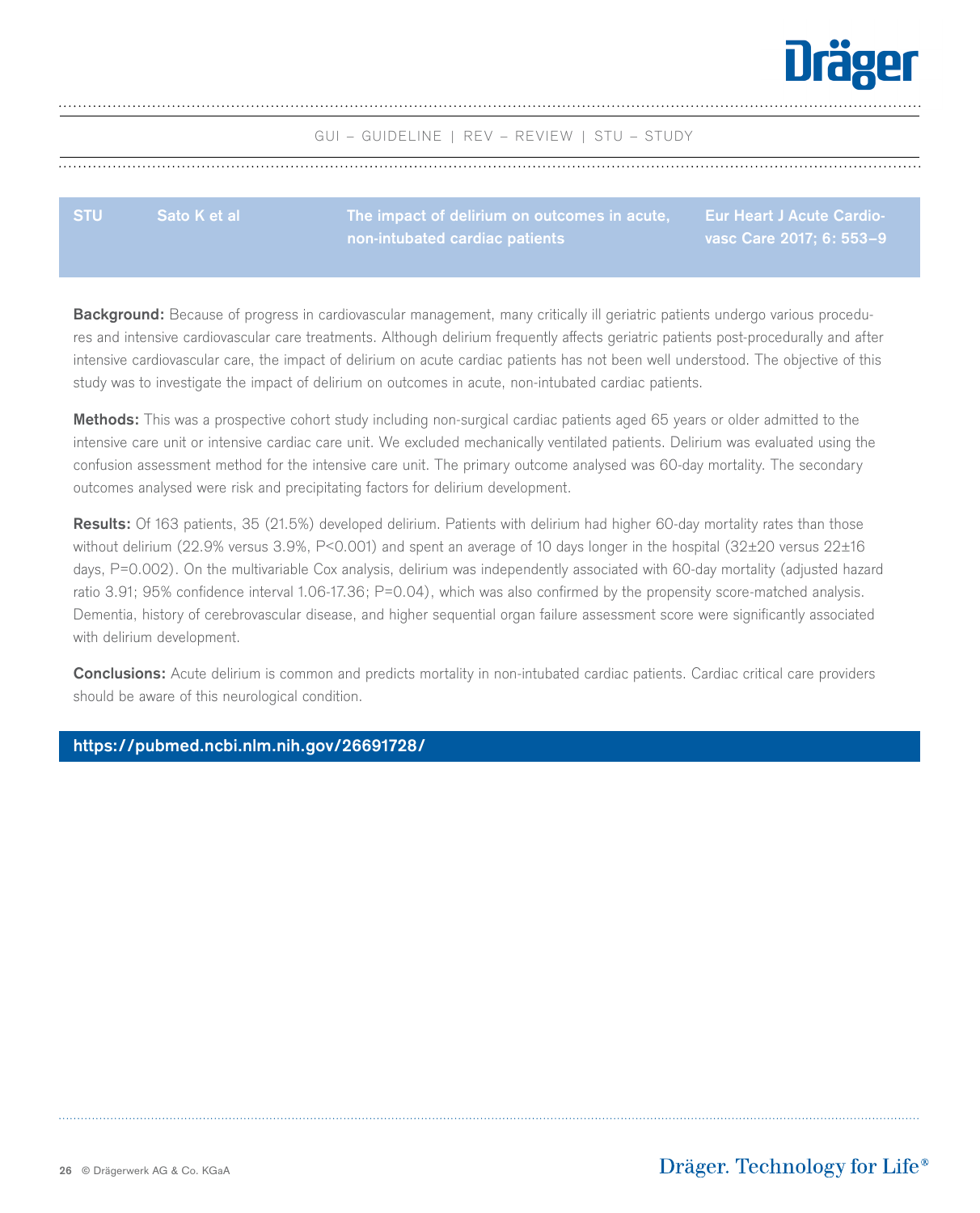GUI – GUIDELINE | REV – REVIEW | STU – STUDY

| STU | Sato K et al | The impact of delirium on outcomes in acute, non-intubated cardiac patients | Eur Heart J Acute Cardiovasc Care 2017; 6: 553–9 |
|---|---|---|---|

**Background:** Because of progress in cardiovascular management, many critically ill geriatric patients undergo various procedures and intensive cardiovascular care treatments. Although delirium frequently affects geriatric patients post-procedurally and after intensive cardiovascular care, the impact of delirium on acute cardiac patients has not been well understood. The objective of this study was to investigate the impact of delirium on outcomes in acute, non-intubated cardiac patients.

**Methods:** This was a prospective cohort study including non-surgical cardiac patients aged 65 years or older admitted to the intensive care unit or intensive cardiac care unit. We excluded mechanically ventilated patients. Delirium was evaluated using the confusion assessment method for the intensive care unit. The primary outcome analysed was 60-day mortality. The secondary outcomes analysed were risk and precipitating factors for delirium development.

**Results:** Of 163 patients, 35 (21.5%) developed delirium. Patients with delirium had higher 60-day mortality rates than those without delirium (22.9% versus 3.9%, $P<0.001$) and spent an average of 10 days longer in the hospital (32±20 versus 22±16 days, $P=0.002$). On the multivariable Cox analysis, delirium was independently associated with 60-day mortality (adjusted hazard ratio 3.91; 95% confidence interval 1.06-17.36; $P=0.04$), which was also confirmed by the propensity score-matched analysis. Dementia, history of cerebrovascular disease, and higher sequential organ failure assessment score were significantly associated with delirium development.

**Conclusions:** Acute delirium is common and predicts mortality in non-intubated cardiac patients. Cardiac critical care providers should be aware of this neurological condition.

**https://pubmed.ncbi.nlm.nih.gov/26691728/**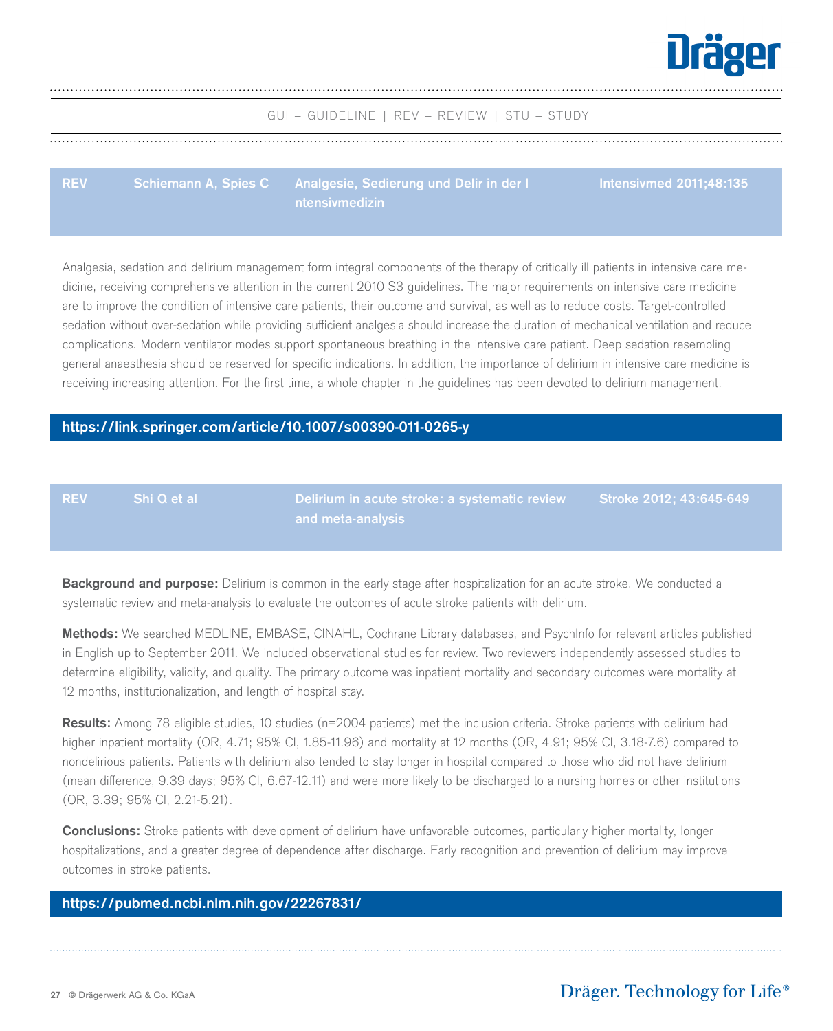GUI – GUIDELINE | REV – REVIEW | STU – STUDY

| REV | Schiemann A, Spies C | Analgesie, Sedierung und Delir in der Intensivmedizin | Intensivmed 2011;48:135 |
|---|---|---|---|

Analgesia, sedation and delirium management form integral components of the therapy of critically ill patients in intensive care medicine, receiving comprehensive attention in the current 2010 S3 guidelines. The major requirements on intensive care medicine are to improve the condition of intensive care patients, their outcome and survival, as well as to reduce costs. Target-controlled sedation without over-sedation while providing sufficient analgesia should increase the duration of mechanical ventilation and reduce complications. Modern ventilator modes support spontaneous breathing in the intensive care patient. Deep sedation resembling general anaesthesia should be reserved for specific indications. In addition, the importance of delirium in intensive care medicine is receiving increasing attention. For the first time, a whole chapter in the guidelines has been devoted to delirium management.

**https://link.springer.com/article/10.1007/s00390-011-0265-y**

| REV | Shi Q et al | Delirium in acute stroke: a systematic review and meta-analysis | Stroke 2012; 43:645-649 |
|---|---|---|---|

**Background and purpose:** Delirium is common in the early stage after hospitalization for an acute stroke. We conducted a systematic review and meta-analysis to evaluate the outcomes of acute stroke patients with delirium.

**Methods:** We searched MEDLINE, EMBASE, CINAHL, Cochrane Library databases, and PsychInfo for relevant articles published in English up to September 2011. We included observational studies for review. Two reviewers independently assessed studies to determine eligibility, validity, and quality. The primary outcome was inpatient mortality and secondary outcomes were mortality at 12 months, institutionalization, and length of hospital stay.

**Results:** Among 78 eligible studies, 10 studies (n=2004 patients) met the inclusion criteria. Stroke patients with delirium had higher inpatient mortality (OR, 4.71; 95% CI, 1.85-11.96) and mortality at 12 months (OR, 4.91; 95% CI, 3.18-7.6) compared to nondelirious patients. Patients with delirium also tended to stay longer in hospital compared to those who did not have delirium (mean difference, 9.39 days; 95% CI, 6.67-12.11) and were more likely to be discharged to a nursing homes or other institutions (OR, 3.39; 95% CI, 2.21-5.21).

**Conclusions:** Stroke patients with development of delirium have unfavorable outcomes, particularly higher mortality, longer hospitalizations, and a greater degree of dependence after discharge. Early recognition and prevention of delirium may improve outcomes in stroke patients.

**https://pubmed.ncbi.nlm.nih.gov/22267831/**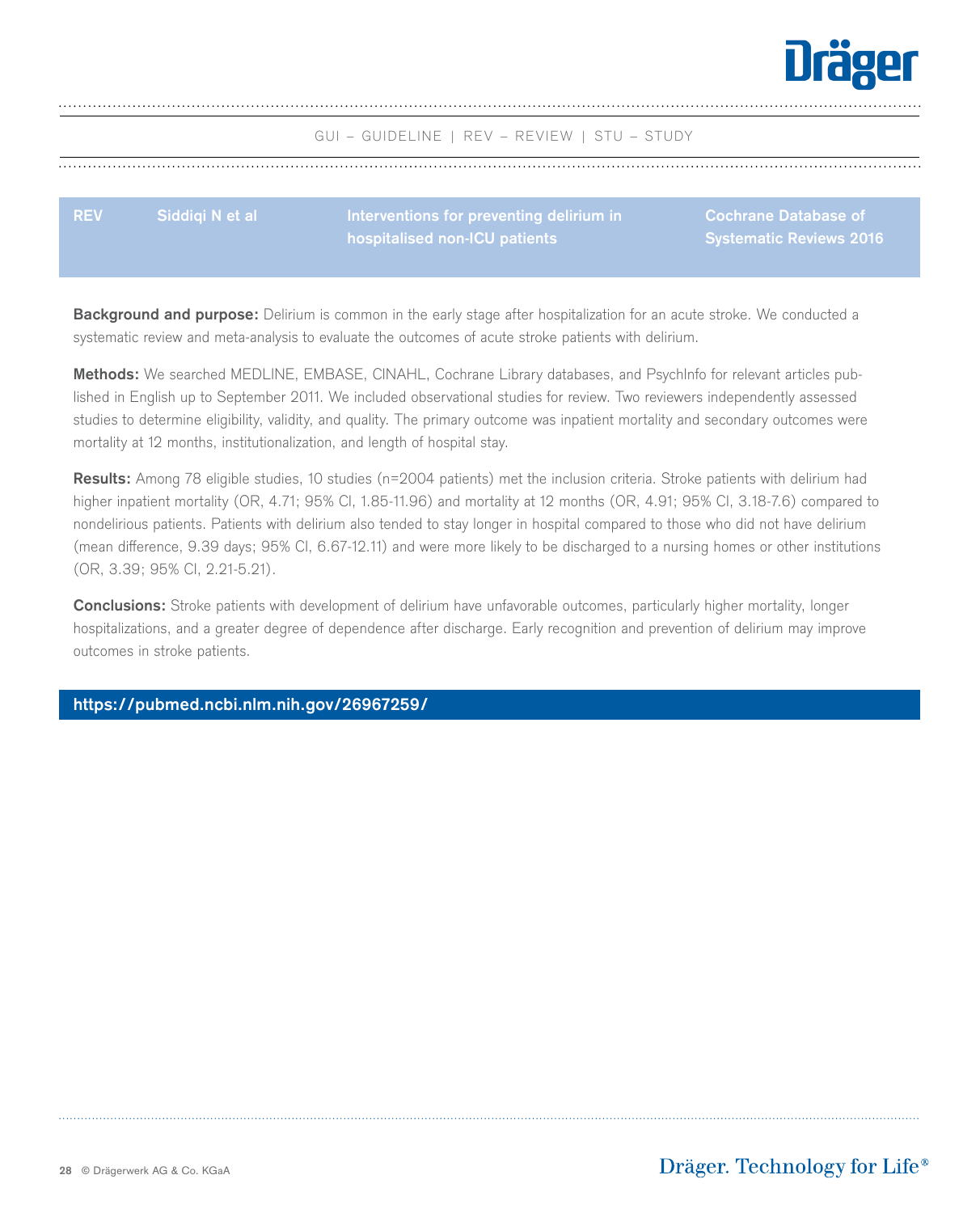GUI – GUIDELINE | REV – REVIEW | STU – STUDY

| REV | Siddiqi N et al | Interventions for preventing delirium in hospitalised non-ICU patients | Cochrane Database of Systematic Reviews 2016 |
|---|---|---|---|

**Background and purpose:** Delirium is common in the early stage after hospitalization for an acute stroke. We conducted a systematic review and meta-analysis to evaluate the outcomes of acute stroke patients with delirium.

**Methods:** We searched MEDLINE, EMBASE, CINAHL, Cochrane Library databases, and PsychInfo for relevant articles published in English up to September 2011. We included observational studies for review. Two reviewers independently assessed studies to determine eligibility, validity, and quality. The primary outcome was inpatient mortality and secondary outcomes were mortality at 12 months, institutionalization, and length of hospital stay.

**Results:** Among 78 eligible studies, 10 studies (n=2004 patients) met the inclusion criteria. Stroke patients with delirium had higher inpatient mortality (OR, 4.71; 95% CI, 1.85-11.96) and mortality at 12 months (OR, 4.91; 95% CI, 3.18-7.6) compared to nondelirious patients. Patients with delirium also tended to stay longer in hospital compared to those who did not have delirium (mean difference, 9.39 days; 95% CI, 6.67-12.11) and were more likely to be discharged to a nursing homes or other institutions (OR, 3.39; 95% CI, 2.21-5.21).

**Conclusions:** Stroke patients with development of delirium have unfavorable outcomes, particularly higher mortality, longer hospitalizations, and a greater degree of dependence after discharge. Early recognition and prevention of delirium may improve outcomes in stroke patients.

**https://pubmed.ncbi.nlm.nih.gov/26967259/**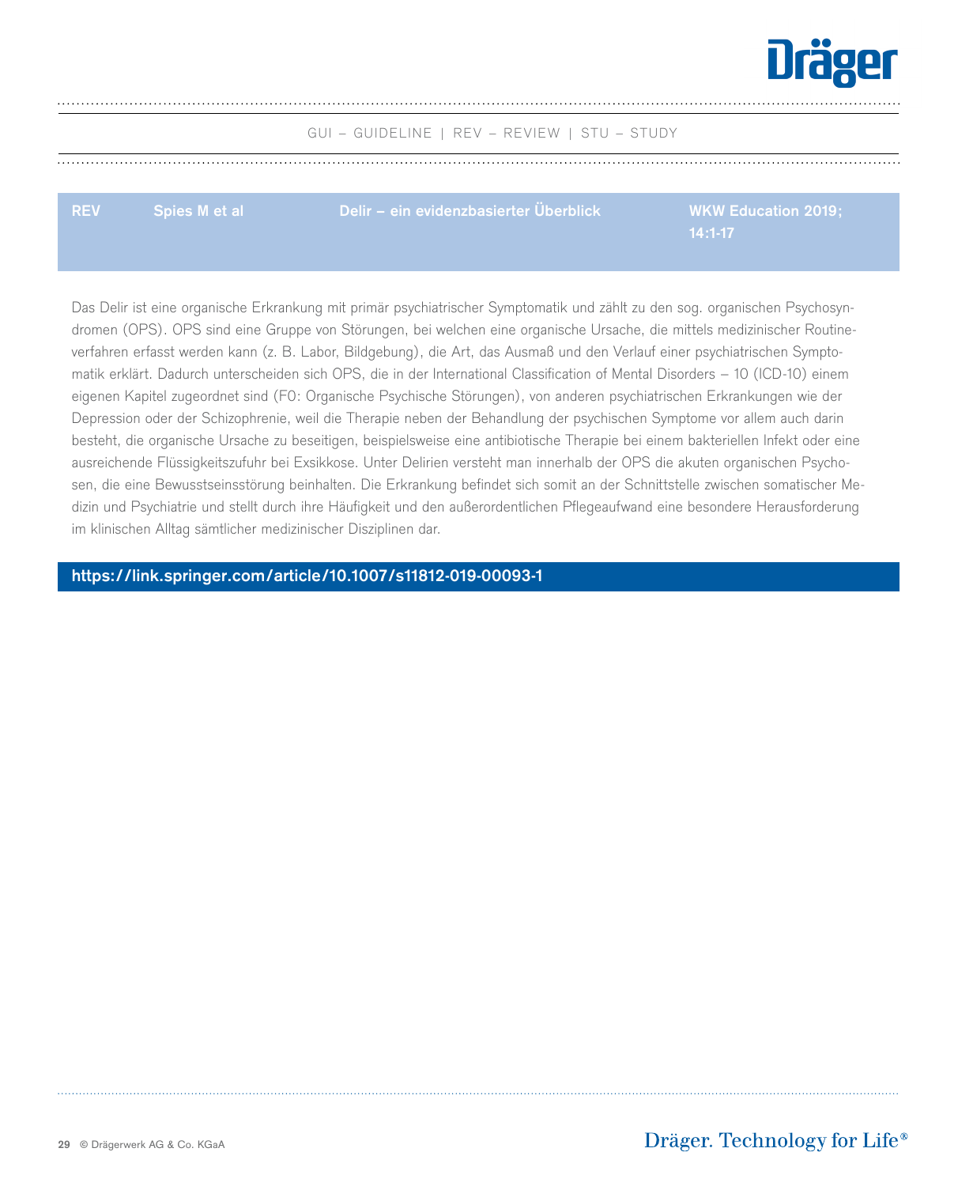GUI – GUIDELINE | REV – REVIEW | STU – STUDY

| REV | Spies M et al | Delir – ein evidenzbasierter Überblick | WKW Education 2019; 14:1-17 |
|---|---|---|---|

Das Delir ist eine organische Erkrankung mit primär psychiatrischer Symptomatik und zählt zu den sog. organischen Psychosyndromen (OPS). OPS sind eine Gruppe von Störungen, bei welchen eine organische Ursache, die mittels medizinischer Routineverfahren erfasst werden kann (z. B. Labor, Bildgebung), die Art, das Ausmaß und den Verlauf einer psychiatrischen Symptomatik erklärt. Dadurch unterscheiden sich OPS, die in der International Classification of Mental Disorders – 10 (ICD-10) einem eigenen Kapitel zugeordnet sind (F0: Organische Psychische Störungen), von anderen psychiatrischen Erkrankungen wie der Depression oder der Schizophrenie, weil die Therapie neben der Behandlung der psychischen Symptome vor allem auch darin besteht, die organische Ursache zu beseitigen, beispielsweise eine antibiotische Therapie bei einem bakteriellen Infekt oder eine ausreichende Flüssigkeitszufuhr bei Exsikkose. Unter Delirien versteht man innerhalb der OPS die akuten organischen Psychosen, die eine Bewusstseinsstörung beinhalten. Die Erkrankung befindet sich somit an der Schnittstelle zwischen somatischer Medizin und Psychiatrie und stellt durch ihre Häufigkeit und den außerordentlichen Pflegeaufwand eine besondere Herausforderung im klinischen Alltag sämtlicher medizinischer Disziplinen dar.

**https://link.springer.com/article/10.1007/s11812-019-00093-1**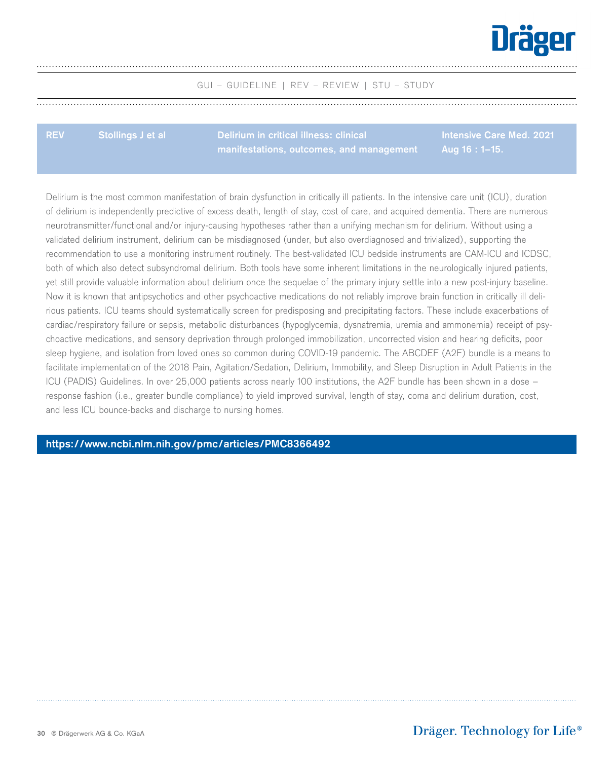GUI – GUIDELINE | REV – REVIEW | STU – STUDY

| REV | Stollings J et al | Delirium in critical illness: clinical manifestations, outcomes, and management | Intensive Care Med. 2021 Aug 16 : 1–15. |
|---|---|---|---|

Delirium is the most common manifestation of brain dysfunction in critically ill patients. In the intensive care unit (ICU), duration of delirium is independently predictive of excess death, length of stay, cost of care, and acquired dementia. There are numerous neurotransmitter/functional and/or injury-causing hypotheses rather than a unifying mechanism for delirium. Without using a validated delirium instrument, delirium can be misdiagnosed (under, but also overdiagnosed and trivialized), supporting the recommendation to use a monitoring instrument routinely. The best-validated ICU bedside instruments are CAM-ICU and ICDSC, both of which also detect subsyndromal delirium. Both tools have some inherent limitations in the neurologically injured patients, yet still provide valuable information about delirium once the sequelae of the primary injury settle into a new post-injury baseline. Now it is known that antipsychotics and other psychoactive medications do not reliably improve brain function in critically ill delirious patients. ICU teams should systematically screen for predisposing and precipitating factors. These include exacerbations of cardiac/respiratory failure or sepsis, metabolic disturbances (hypoglycemia, dysnatremia, uremia and ammonemia) receipt of psychoactive medications, and sensory deprivation through prolonged immobilization, uncorrected vision and hearing deficits, poor sleep hygiene, and isolation from loved ones so common during COVID-19 pandemic. The ABCDEF (A2F) bundle is a means to facilitate implementation of the 2018 Pain, Agitation/Sedation, Delirium, Immobility, and Sleep Disruption in Adult Patients in the ICU (PADIS) Guidelines. In over 25,000 patients across nearly 100 institutions, the A2F bundle has been shown in a dose – response fashion (i.e., greater bundle compliance) to yield improved survival, length of stay, coma and delirium duration, cost, and less ICU bounce-backs and discharge to nursing homes.

**https://www.ncbi.nlm.nih.gov/pmc/articles/PMC8366492**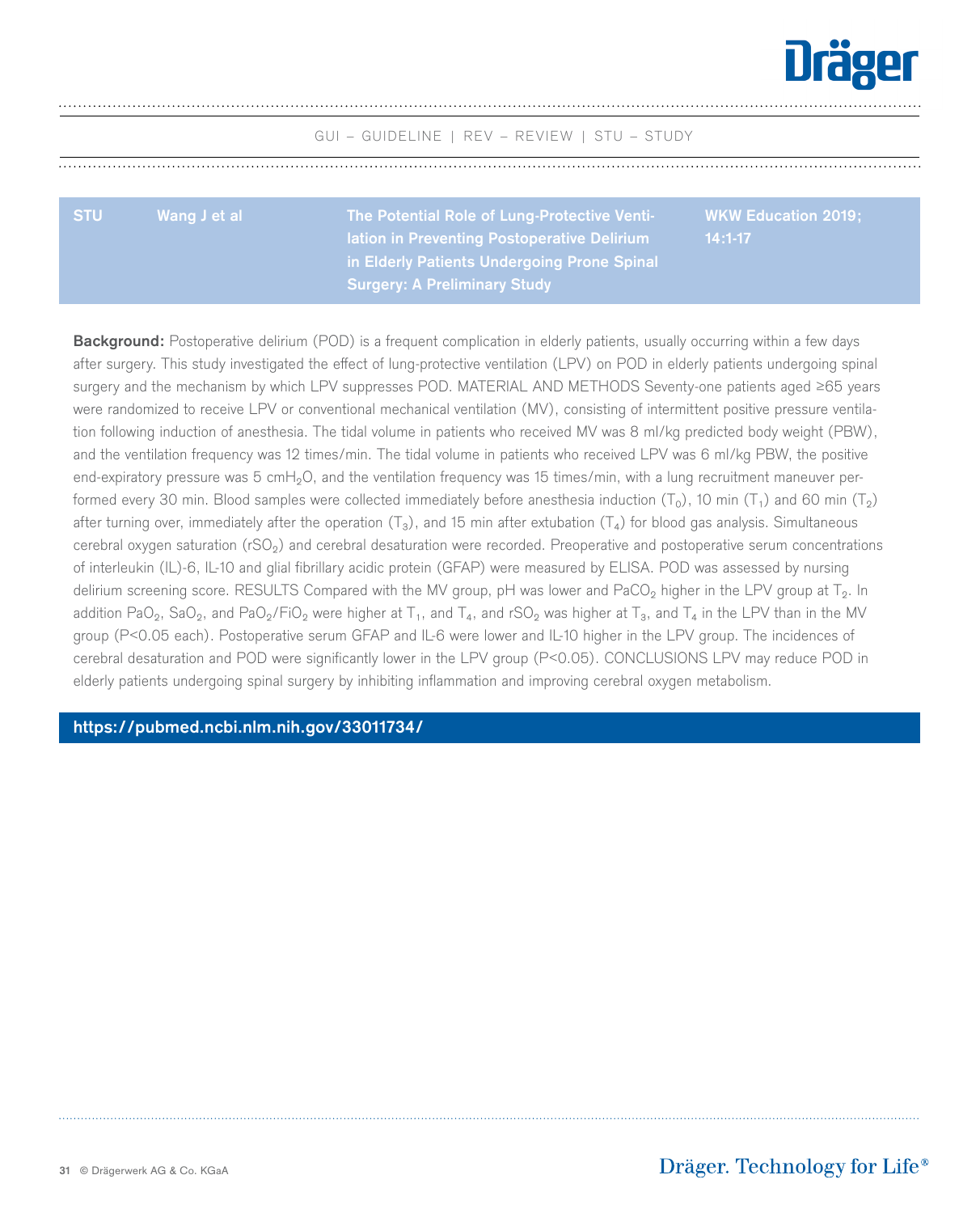GUI – GUIDELINE | REV – REVIEW | STU – STUDY

| STU | Wang J et al | The Potential Role of Lung-Protective Ventilation in Preventing Postoperative Delirium in Elderly Patients Undergoing Prone Spinal Surgery: A Preliminary Study | WKW Education 2019; 14:1-17 |
|---|---|---|---|

**Background:** Postoperative delirium (POD) is a frequent complication in elderly patients, usually occurring within a few days after surgery. This study investigated the effect of lung-protective ventilation (LPV) on POD in elderly patients undergoing spinal surgery and the mechanism by which LPV suppresses POD. MATERIAL AND METHODS Seventy-one patients aged ≥65 years were randomized to receive LPV or conventional mechanical ventilation (MV), consisting of intermittent positive pressure ventilation following induction of anesthesia. The tidal volume in patients who received MV was 8 ml/kg predicted body weight (PBW), and the ventilation frequency was 12 times/min. The tidal volume in patients who received LPV was 6 ml/kg PBW, the positive end-expiratory pressure was 5 $cmH_2O$, and the ventilation frequency was 15 times/min, with a lung recruitment maneuver performed every 30 min. Blood samples were collected immediately before anesthesia induction ($T_0$), 10 min ($T_1$) and 60 min ($T_2$) after turning over, immediately after the operation ($T_3$), and 15 min after extubation ($T_4$) for blood gas analysis. Simultaneous cerebral oxygen saturation ($rSO_2$) and cerebral desaturation were recorded. Preoperative and postoperative serum concentrations of interleukin (IL)-6, IL-10 and glial fibrillary acidic protein (GFAP) were measured by ELISA. POD was assessed by nursing delirium screening score. RESULTS Compared with the MV group, pH was lower and $PaCO_2$ higher in the LPV group at $T_2$. In addition $PaO_2$, $SaO_2$, and $PaO_2/FiO_2$ were higher at $T_1$, and $T_4$, and $rSO_2$ was higher at $T_3$, and $T_4$ in the LPV than in the MV group ($P<0.05$ each). Postoperative serum GFAP and IL-6 were lower and IL-10 higher in the LPV group. The incidences of cerebral desaturation and POD were significantly lower in the LPV group ($P<0.05$). CONCLUSIONS LPV may reduce POD in elderly patients undergoing spinal surgery by inhibiting inflammation and improving cerebral oxygen metabolism.

**https://pubmed.ncbi.nlm.nih.gov/33011734/**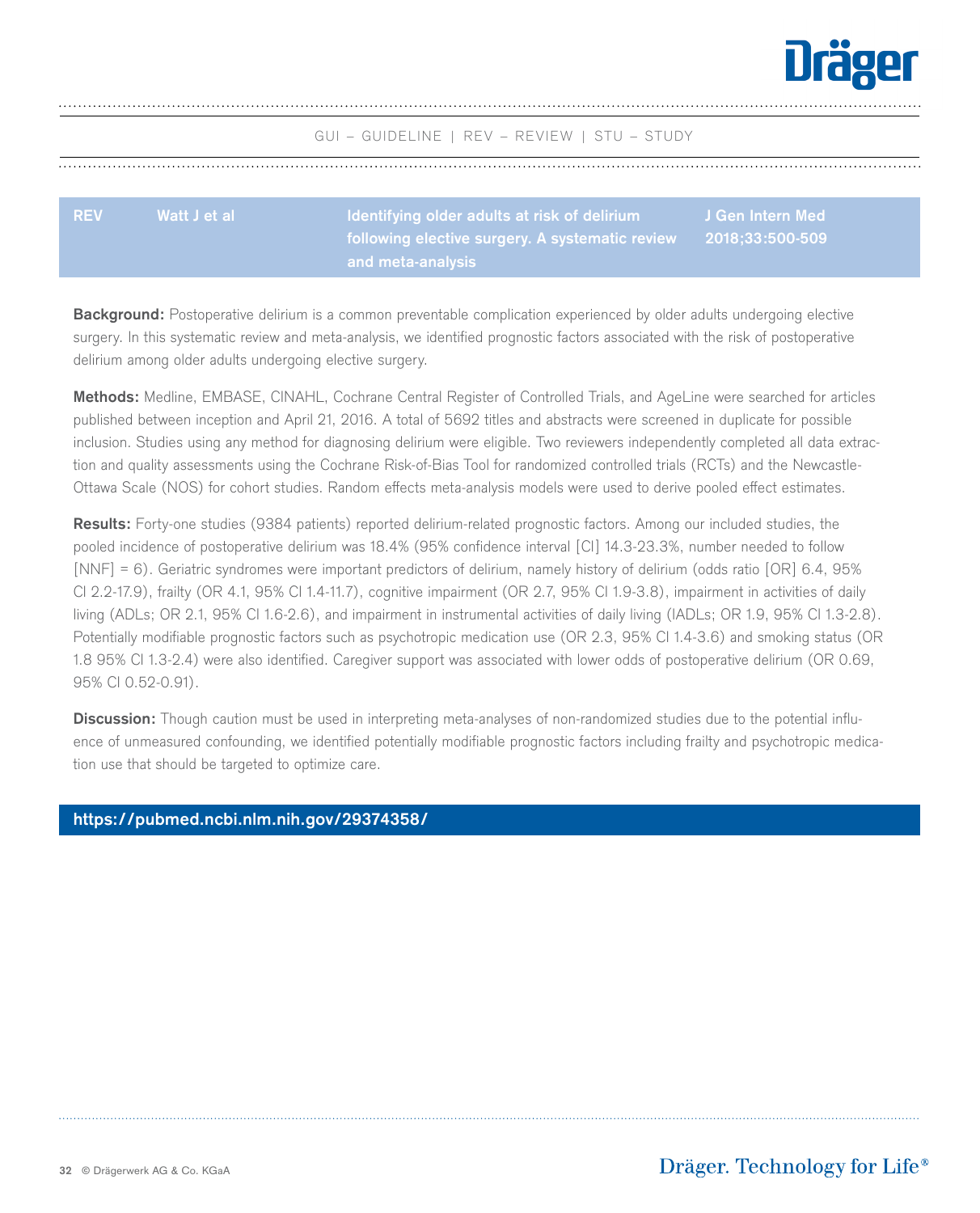GUI – GUIDELINE | REV – REVIEW | STU – STUDY

| REV | Watt J et al | Identifying older adults at risk of delirium following elective surgery. A systematic review and meta-analysis | J Gen Intern Med 2018;33:500-509 |
|---|---|---|---|

**Background:** Postoperative delirium is a common preventable complication experienced by older adults undergoing elective surgery. In this systematic review and meta-analysis, we identified prognostic factors associated with the risk of postoperative delirium among older adults undergoing elective surgery.

**Methods:** Medline, EMBASE, CINAHL, Cochrane Central Register of Controlled Trials, and AgeLine were searched for articles published between inception and April 21, 2016. A total of 5692 titles and abstracts were screened in duplicate for possible inclusion. Studies using any method for diagnosing delirium were eligible. Two reviewers independently completed all data extraction and quality assessments using the Cochrane Risk-of-Bias Tool for randomized controlled trials (RCTs) and the Newcastle-Ottawa Scale (NOS) for cohort studies. Random effects meta-analysis models were used to derive pooled effect estimates.

**Results:** Forty-one studies (9384 patients) reported delirium-related prognostic factors. Among our included studies, the pooled incidence of postoperative delirium was 18.4% (95% confidence interval [CI] 14.3-23.3%, number needed to follow [NNF] = 6). Geriatric syndromes were important predictors of delirium, namely history of delirium (odds ratio [OR] 6.4, 95% CI 2.2-17.9), frailty (OR 4.1, 95% CI 1.4-11.7), cognitive impairment (OR 2.7, 95% CI 1.9-3.8), impairment in activities of daily living (ADLs; OR 2.1, 95% CI 1.6-2.6), and impairment in instrumental activities of daily living (IADLs; OR 1.9, 95% CI 1.3-2.8). Potentially modifiable prognostic factors such as psychotropic medication use (OR 2.3, 95% CI 1.4-3.6) and smoking status (OR 1.8 95% CI 1.3-2.4) were also identified. Caregiver support was associated with lower odds of postoperative delirium (OR 0.69, 95% CI 0.52-0.91).

**Discussion:** Though caution must be used in interpreting meta-analyses of non-randomized studies due to the potential influence of unmeasured confounding, we identified potentially modifiable prognostic factors including frailty and psychotropic medication use that should be targeted to optimize care.

**https://pubmed.ncbi.nlm.nih.gov/29374358/**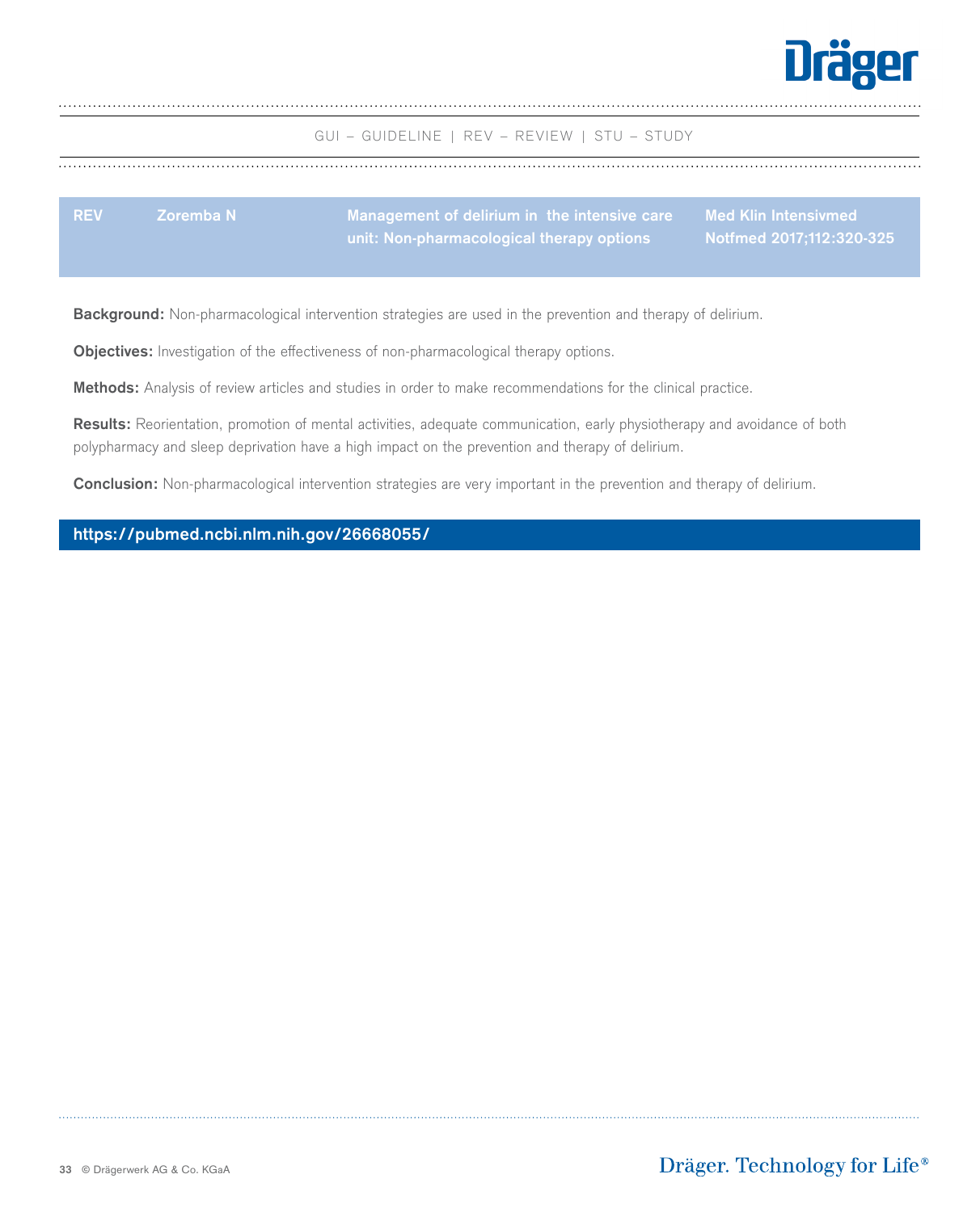GUI – GUIDELINE | REV – REVIEW | STU – STUDY

| REV | Zoremba N | Management of delirium in the intensive care unit: Non-pharmacological therapy options | Med Klin Intensivmed Notfmed 2017;112:320-325 |
|---|---|---|---|

**Background:** Non-pharmacological intervention strategies are used in the prevention and therapy of delirium.

**Objectives:** Investigation of the effectiveness of non-pharmacological therapy options.

**Methods:** Analysis of review articles and studies in order to make recommendations for the clinical practice.

**Results:** Reorientation, promotion of mental activities, adequate communication, early physiotherapy and avoidance of both polypharmacy and sleep deprivation have a high impact on the prevention and therapy of delirium.

**Conclusion:** Non-pharmacological intervention strategies are very important in the prevention and therapy of delirium.

**https://pubmed.ncbi.nlm.nih.gov/26668055/**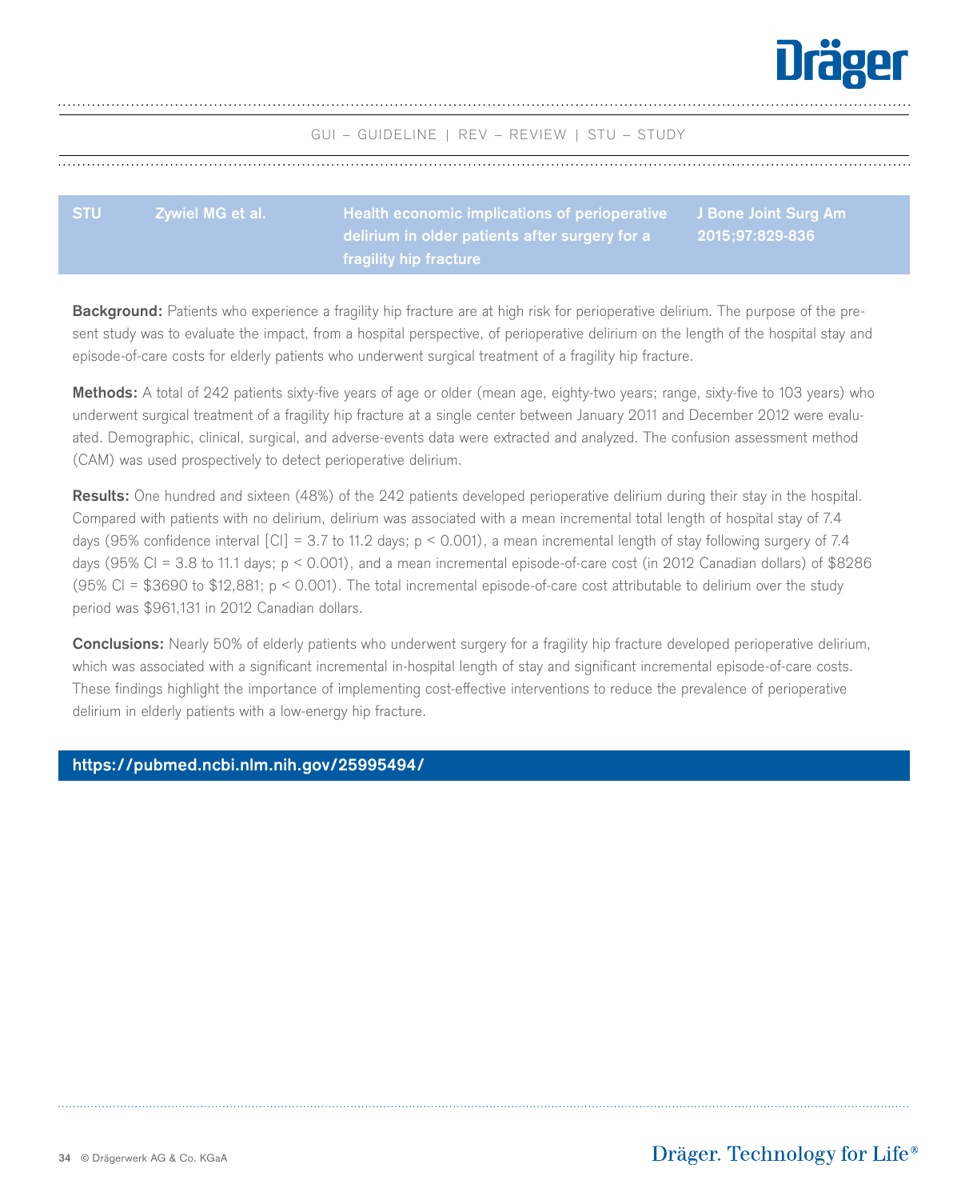GUI – GUIDELINE | REV – REVIEW | STU – STUDY

| | | | |
|---|---|---|---|
| **STU** | **Zywiel MG et al.** | **Health economic implications of perioperative delirium in older patients after surgery for a fragility hip fracture** | **J Bone Joint Surg Am 2015;97:829-836** |

**Background:** Patients who experience a fragility hip fracture are at high risk for perioperative delirium. The purpose of the present study was to evaluate the impact, from a hospital perspective, of perioperative delirium on the length of the hospital stay and episode-of-care costs for elderly patients who underwent surgical treatment of a fragility hip fracture.

**Methods:** A total of 242 patients sixty-five years of age or older (mean age, eighty-two years; range, sixty-five to 103 years) who underwent surgical treatment of a fragility hip fracture at a single center between January 2011 and December 2012 were evaluated. Demographic, clinical, surgical, and adverse-events data were extracted and analyzed. The confusion assessment method (CAM) was used prospectively to detect perioperative delirium.

**Results:** One hundred and sixteen (48%) of the 242 patients developed perioperative delirium during their stay in the hospital. Compared with patients with no delirium, delirium was associated with a mean incremental total length of hospital stay of 7.4 days (95% confidence interval [CI] = 3.7 to 11.2 days; $p < 0.001$), a mean incremental length of stay following surgery of 7.4 days (95% CI = 3.8 to 11.1 days; $p < 0.001$), and a mean incremental episode-of-care cost (in 2012 Canadian dollars) of $8286 (95% CI = $3690 to $12,881; $p < 0.001$). The total incremental episode-of-care cost attributable to delirium over the study period was $961,131 in 2012 Canadian dollars.

**Conclusions:** Nearly 50% of elderly patients who underwent surgery for a fragility hip fracture developed perioperative delirium, which was associated with a significant incremental in-hospital length of stay and significant incremental episode-of-care costs. These findings highlight the importance of implementing cost-effective interventions to reduce the prevalence of perioperative delirium in elderly patients with a low-energy hip fracture.

**https://pubmed.ncbi.nlm.nih.gov/25995494/**